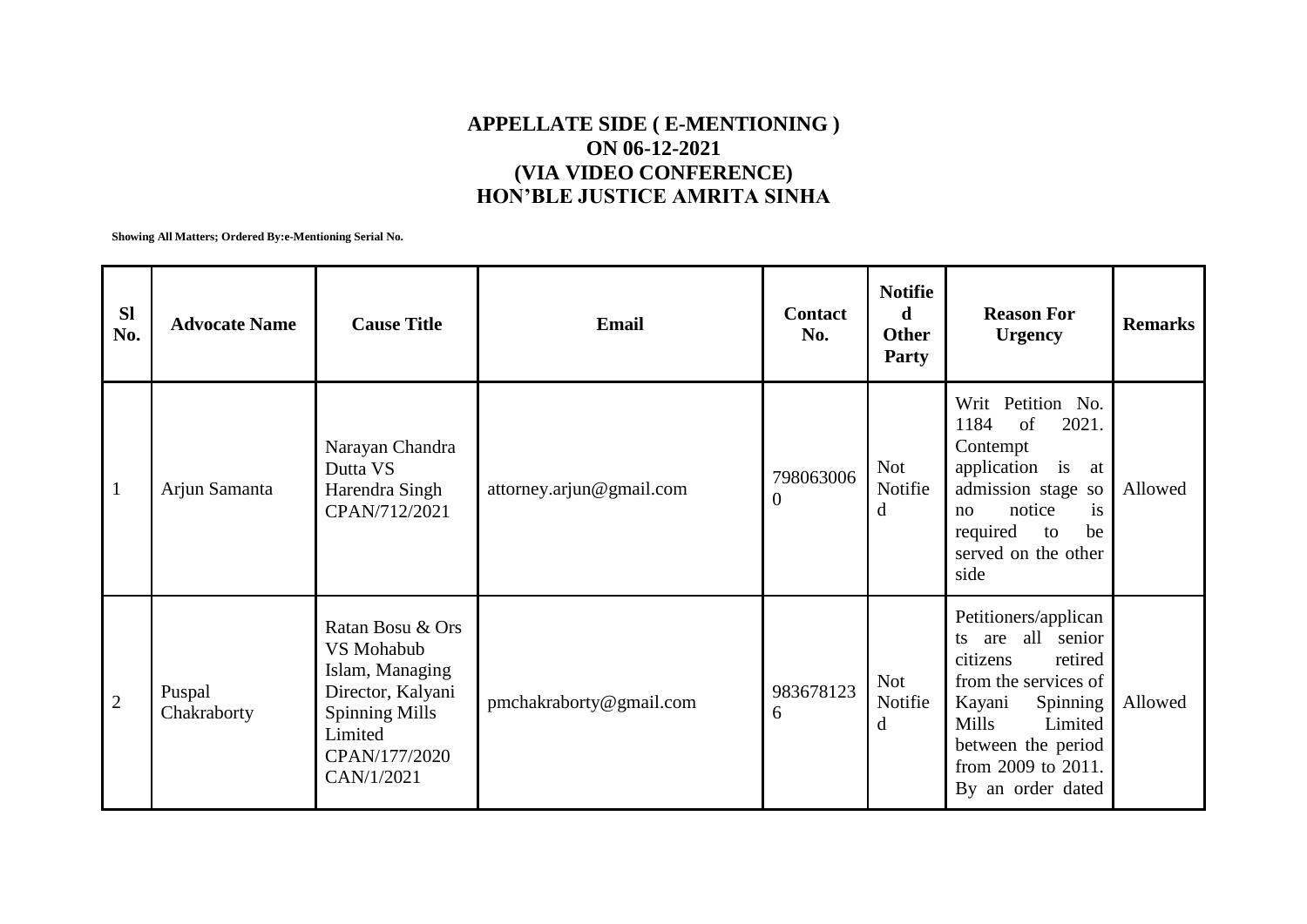# APPELLATE SIDE ( E-MENTIONING )
# ON 06-12-2021
# (VIA VIDEO CONFERENCE)
# HON'BLE JUSTICE AMRITA SINHA

**Showing All Matters; Ordered By:e-Mentioning Serial No.**

| Sl No. | Advocate Name | Cause Title | Email | Contact No. | Notified Other Party | Reason For Urgency | Remarks |
|---|---|---|---|---|---|---|---|
| 1 | Arjun Samanta | Narayan Chandra Dutta VS Harendra Singh CPAN/712/2021 | attorney.arjun@gmail.com | 7980630060 | Not Notified | Writ Petition No. 1184 of 2021. Contempt application is at admission stage so no notice is required to be served on the other side | Allowed |
| 2 | Puspal Chakraborty | Ratan Bosu & Ors VS Mohabub Islam, Managing Director, Kalyani Spinning Mills Limited CPAN/177/2020 CAN/1/2021 | pmchakraborty@gmail.com | 9836781236 | Not Notified | Petitioners/applicants are all senior citizens retired from the services of Kayani Spinning Mills Limited between the period from 2009 to 2011. By an order dated | Allowed |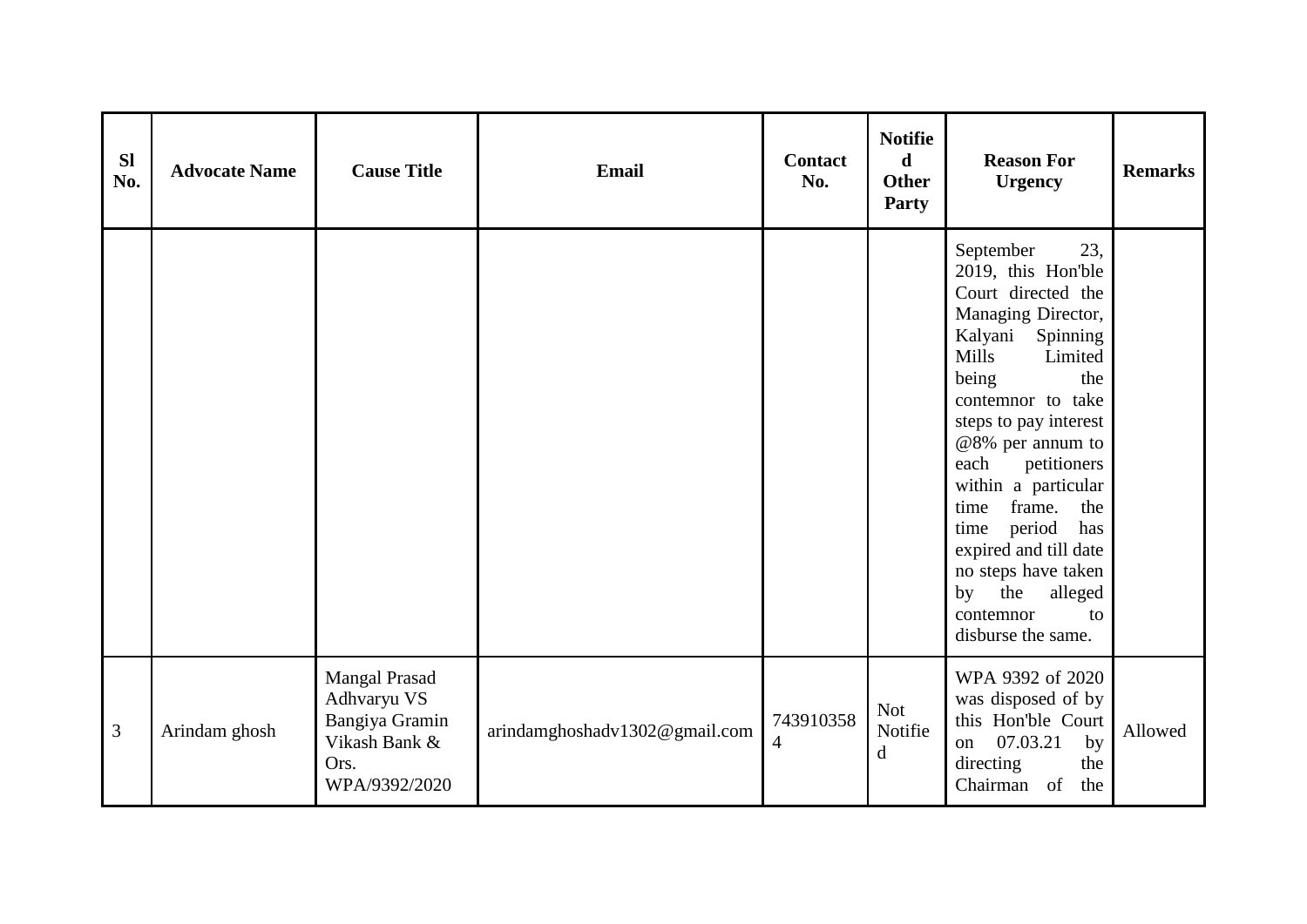| Sl No. | Advocate Name | Cause Title | Email | Contact No. | Notified Other Party | Reason For Urgency | Remarks |
|---|---|---|---|---|---|---|---|
| | | | | | | September 23, 2019, this Hon'ble Court directed the Managing Director, Kalyani Spinning Mills Limited being the contemnor to take steps to pay interest @8% per annum to each petitioners within a particular time frame. the time period has expired and till date no steps have taken by the alleged contemnor to disburse the same. | |
| 3 | Arindam ghosh | Mangal Prasad Adhvaryu VS Bangiya Gramin Vikash Bank & Ors. WPA/9392/2020 | arindamghoshadv1302@gmail.com | 7439103584 | Not Notified | WPA 9392 of 2020 was disposed of by this Hon'ble Court on 07.03.21 by directing the Chairman of the | Allowed |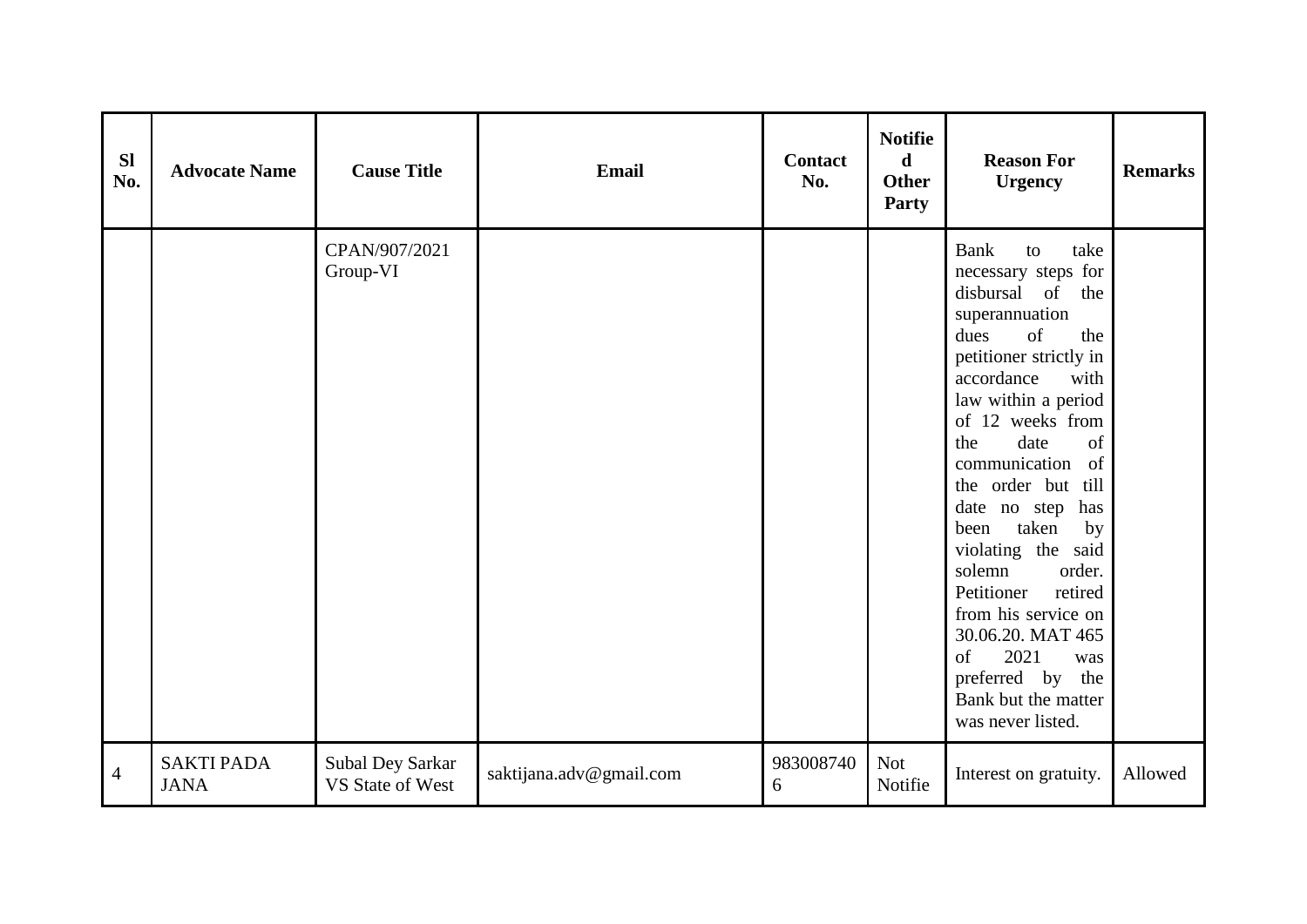| Sl No. | Advocate Name | Cause Title | Email | Contact No. | Notified Other Party | Reason For Urgency | Remarks |
|---|---|---|---|---|---|---|---|
| | | CPAN/907/2021 Group-VI | | | | Bank to take necessary steps for disbursal of the superannuation dues of the petitioner strictly in accordance with law within a period of 12 weeks from the date of communication of the order but till date no step has been taken by violating the said solemn order. Petitioner retired from his service on 30.06.20. MAT 465 of 2021 was preferred by the Bank but the matter was never listed. | |
| 4 | SAKTI PADA JANA | Subal Dey Sarkar VS State of West | saktijana.adv@gmail.com | 9830087406 | Not Notifie | Interest on gratuity. | Allowed |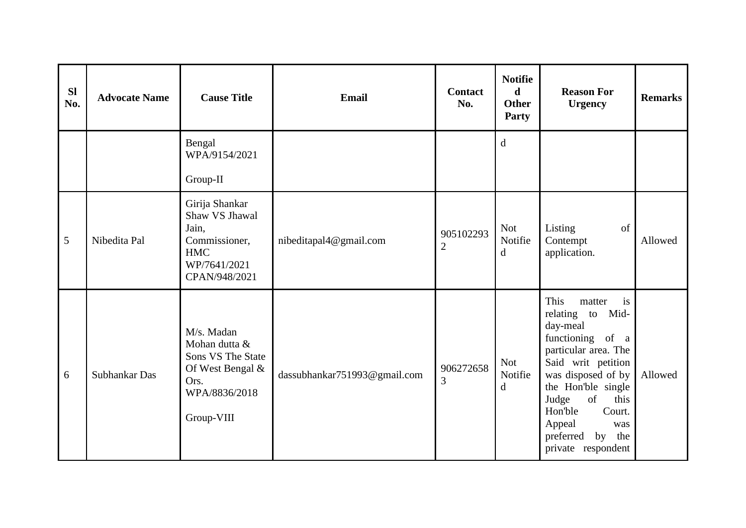| Sl No. | Advocate Name | Cause Title | Email | Contact No. | Notified Other Party | Reason For Urgency | Remarks |
|---|---|---|---|---|---|---|---|
| | | Bengal WPA/9154/2021 Group-II | | | d | | |
| 5 | Nibedita Pal | Girija Shankar Shaw VS Jhawal Jain, Commissioner, HMC WP/7641/2021 CPAN/948/2021 | nibeditapal4@gmail.com | 9051022932 | Not Notified | Listing of Contempt application. | Allowed |
| 6 | Subhankar Das | M/s. Madan Mohan dutta & Sons VS The State Of West Bengal & Ors. WPA/8836/2018 Group-VIII | dassubhankar751993@gmail.com | 9062726583 | Not Notified | This matter is relating to Mid-day-meal functioning of a particular area. The Said writ petition was disposed of by the Hon'ble single Judge of this Hon'ble Court. Appeal was preferred by the private respondent | Allowed |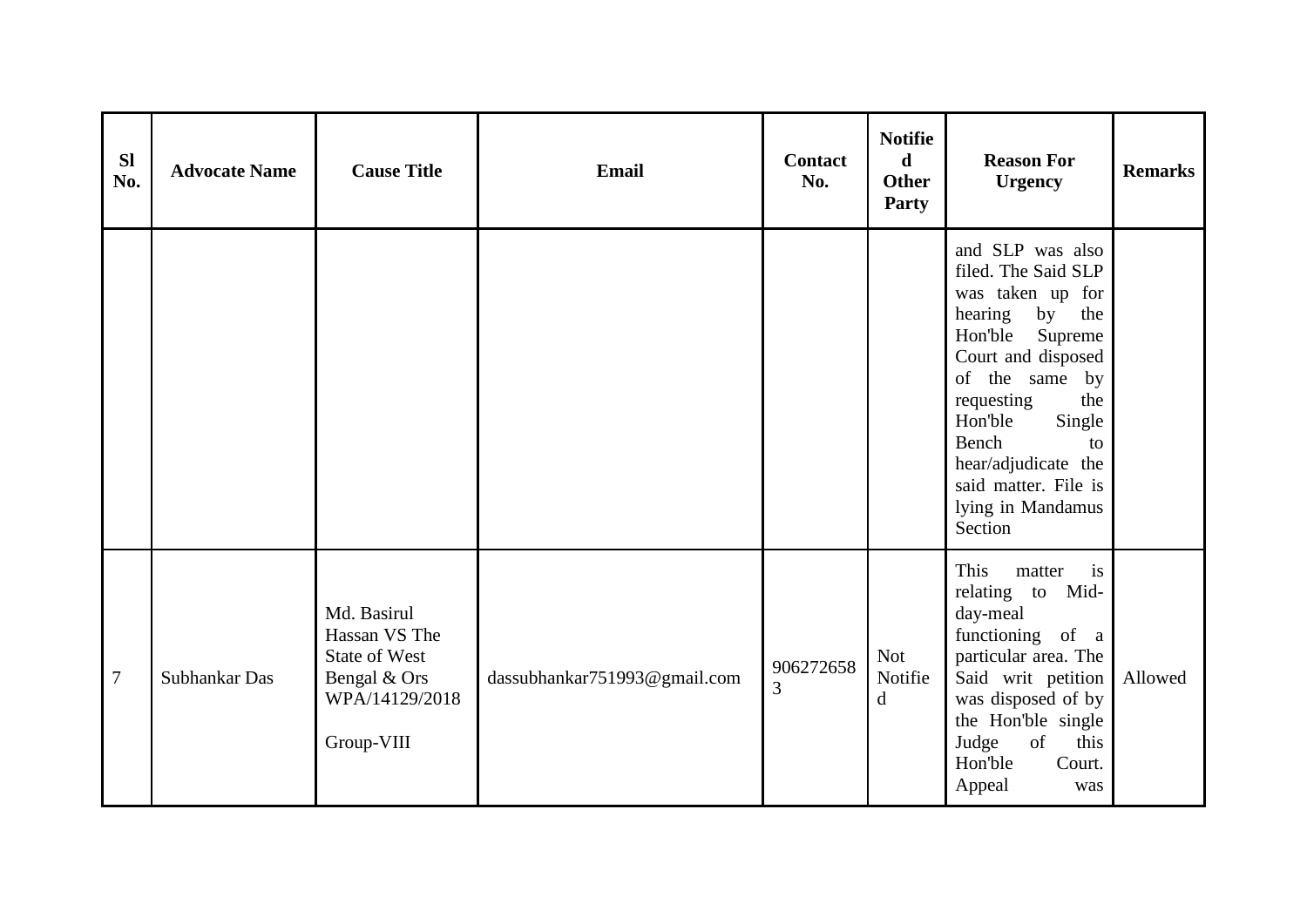| Sl No. | Advocate Name | Cause Title | Email | Contact No. | Notified Other Party | Reason For Urgency | Remarks |
|---|---|---|---|---|---|---|---|
| | | | | | | and SLP was also filed. The Said SLP was taken up for hearing by the Hon'ble Supreme Court and disposed of the same by requesting the Hon'ble Single Bench to hear/adjudicate the said matter. File is lying in Mandamus Section | |
| 7 | Subhankar Das | Md. Basirul Hassan VS The State of West Bengal & Ors WPA/14129/2018<br><br>Group-VIII | dassubhankar751993@gmail.com | 9062726583 | Not Notified | This matter is relating to Mid-day-meal functioning of a particular area. The Said writ petition was disposed of by the Hon'ble single Judge of this Hon'ble Court. Appeal was | Allowed |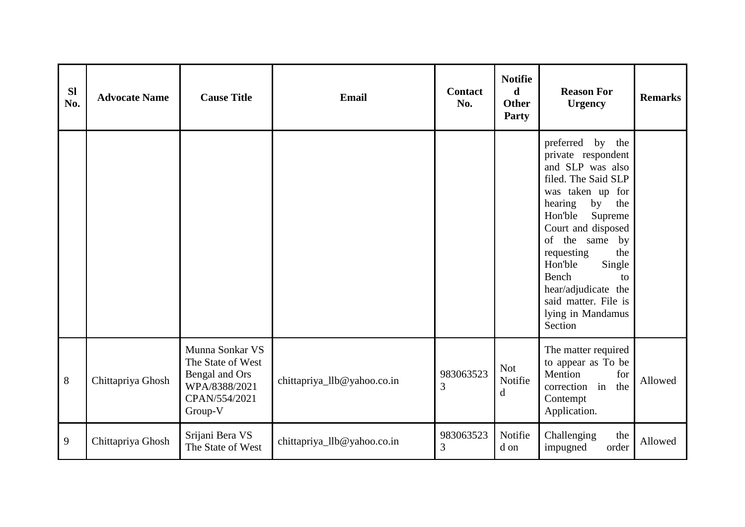| Sl No. | Advocate Name | Cause Title | Email | Contact No. | Notified Other Party | Reason For Urgency | Remarks |
|---|---|---|---|---|---|---|---|
| | | | | | | preferred by the private respondent and SLP was also filed. The Said SLP was taken up for hearing by the Hon'ble Supreme Court and disposed of the same by requesting the Hon'ble Single Bench to hear/adjudicate the said matter. File is lying in Mandamus Section | |
| 8 | Chittapriya Ghosh | Munna Sonkar VS The State of West Bengal and Ors WPA/8388/2021 CPAN/554/2021 Group-V | chittapriya_llb@yahoo.co.in | 9830635233 | Not Notified | The matter required to appear as To be Mention for correction in the Contempt Application. | Allowed |
| 9 | Chittapriya Ghosh | Srijani Bera VS The State of West | chittapriya_llb@yahoo.co.in | 9830635233 | Notified on | Challenging the impugned order | Allowed |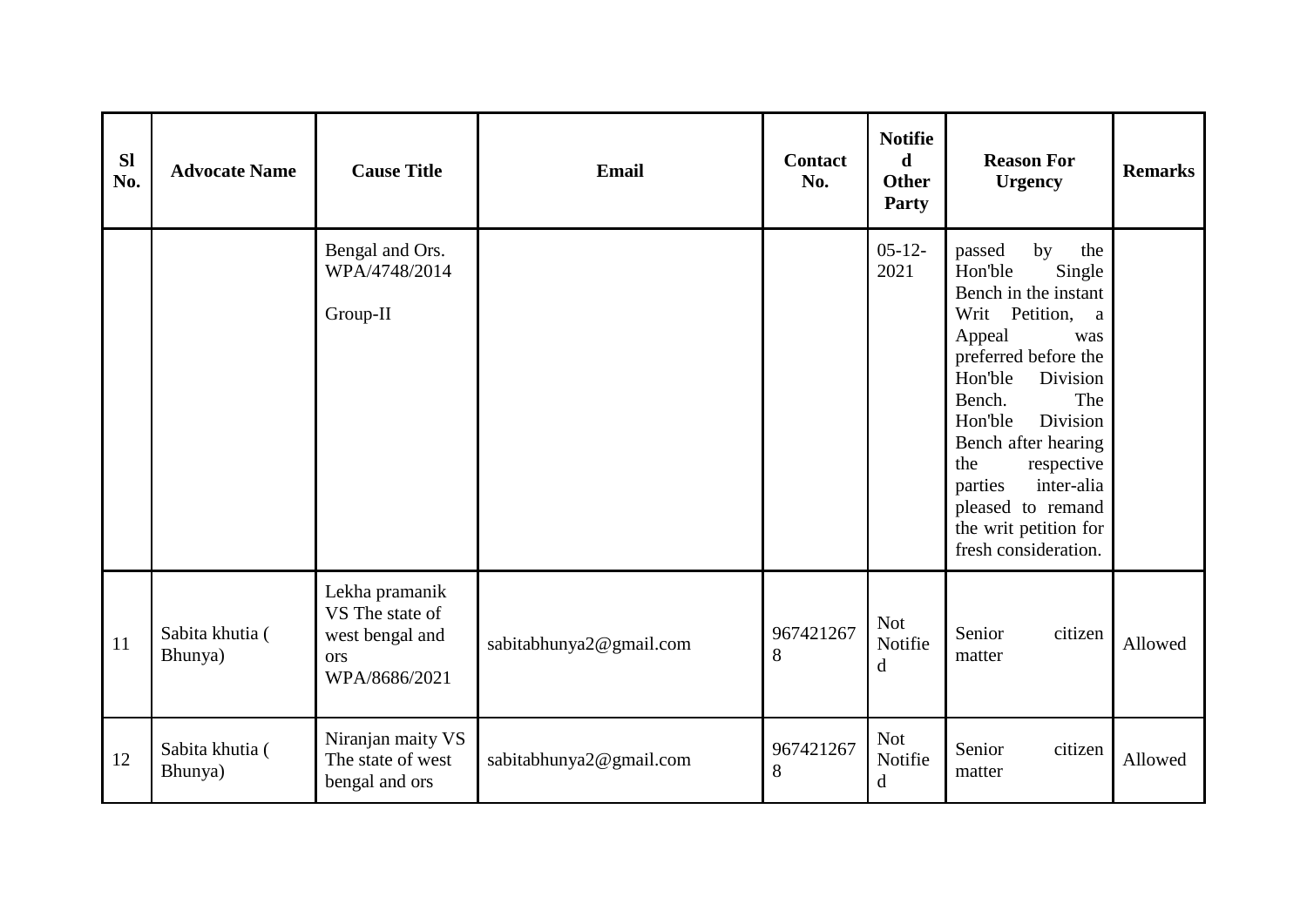| Sl No. | Advocate Name | Cause Title | Email | Contact No. | Notified Other Party | Reason For Urgency | Remarks |
|---|---|---|---|---|---|---|---|
| | | Bengal and Ors. WPA/4748/2014<br><br>Group-II | | | 05-12-2021 | passed by the Hon'ble Single Bench in the instant Writ Petition, a Appeal was preferred before the Hon'ble Division Bench. The Hon'ble Division Bench after hearing the respective parties inter-alia pleased to remand the writ petition for fresh consideration. | |
| 11 | Sabita khutia ( Bhunya) | Lekha pramanik VS The state of west bengal and ors WPA/8686/2021 | sabitabhunya2@gmail.com | 9674212678 | Not Notified | Senior citizen matter | Allowed |
| 12 | Sabita khutia ( Bhunya) | Niranjan maity VS The state of west bengal and ors | sabitabhunya2@gmail.com | 9674212678 | Not Notified | Senior citizen matter | Allowed |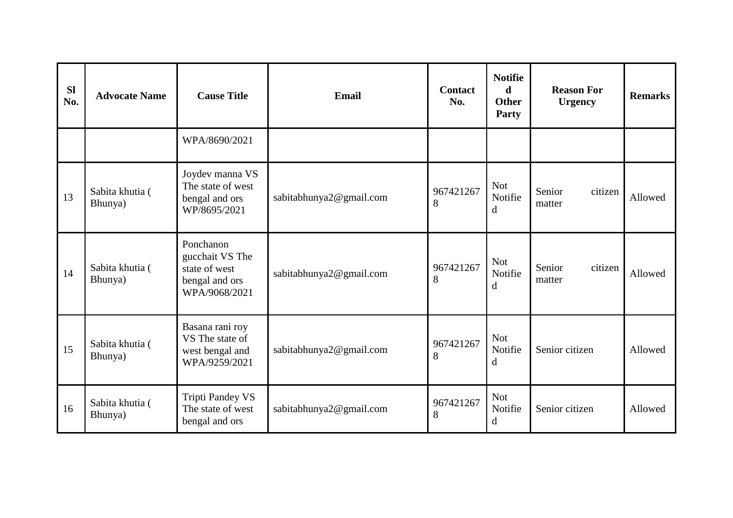| Sl No. | Advocate Name | Cause Title | Email | Contact No. | Notified Other Party | Reason For Urgency | Remarks |
|---|---|---|---|---|---|---|---|
| | | WPA/8690/2021 | | | | | |
| 13 | Sabita khutia ( Bhunya) | Joydev manna VS The state of west bengal and ors WP/8695/2021 | sabitabhunya2@gmail.com | 9674212678 | Not Notified | Senior citizen matter | Allowed |
| 14 | Sabita khutia ( Bhunya) | Ponchanon gucchait VS The state of west bengal and ors WPA/9068/2021 | sabitabhunya2@gmail.com | 9674212678 | Not Notified | Senior citizen matter | Allowed |
| 15 | Sabita khutia ( Bhunya) | Basana rani roy VS The state of west bengal and WPA/9259/2021 | sabitabhunya2@gmail.com | 9674212678 | Not Notified | Senior citizen | Allowed |
| 16 | Sabita khutia ( Bhunya) | Tripti Pandey VS The state of west bengal and ors | sabitabhunya2@gmail.com | 9674212678 | Not Notified | Senior citizen | Allowed |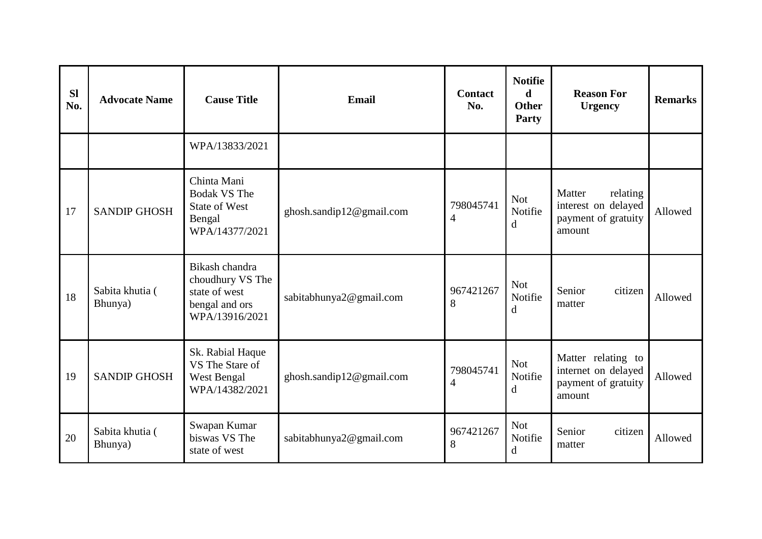| Sl No. | Advocate Name | Cause Title | Email | Contact No. | Notified Other Party | Reason For Urgency | Remarks |
|---|---|---|---|---|---|---|---|
| | | WPA/13833/2021 | | | | | |
| 17 | SANDIP GHOSH | Chinta Mani Bodak VS The State of West Bengal WPA/14377/2021 | ghosh.sandip12@gmail.com | 7980457414 | Not Notified | Matter relating interest on delayed payment of gratuity amount | Allowed |
| 18 | Sabita khutia ( Bhunya) | Bikash chandra choudhury VS The state of west bengal and ors WPA/13916/2021 | sabitabhunya2@gmail.com | 9674212678 | Not Notified | Senior citizen matter | Allowed |
| 19 | SANDIP GHOSH | Sk. Rabial Haque VS The Stare of West Bengal WPA/14382/2021 | ghosh.sandip12@gmail.com | 7980457414 | Not Notified | Matter relating to internet on delayed payment of gratuity amount | Allowed |
| 20 | Sabita khutia ( Bhunya) | Swapan Kumar biswas VS The state of west | sabitabhunya2@gmail.com | 9674212678 | Not Notified | Senior citizen matter | Allowed |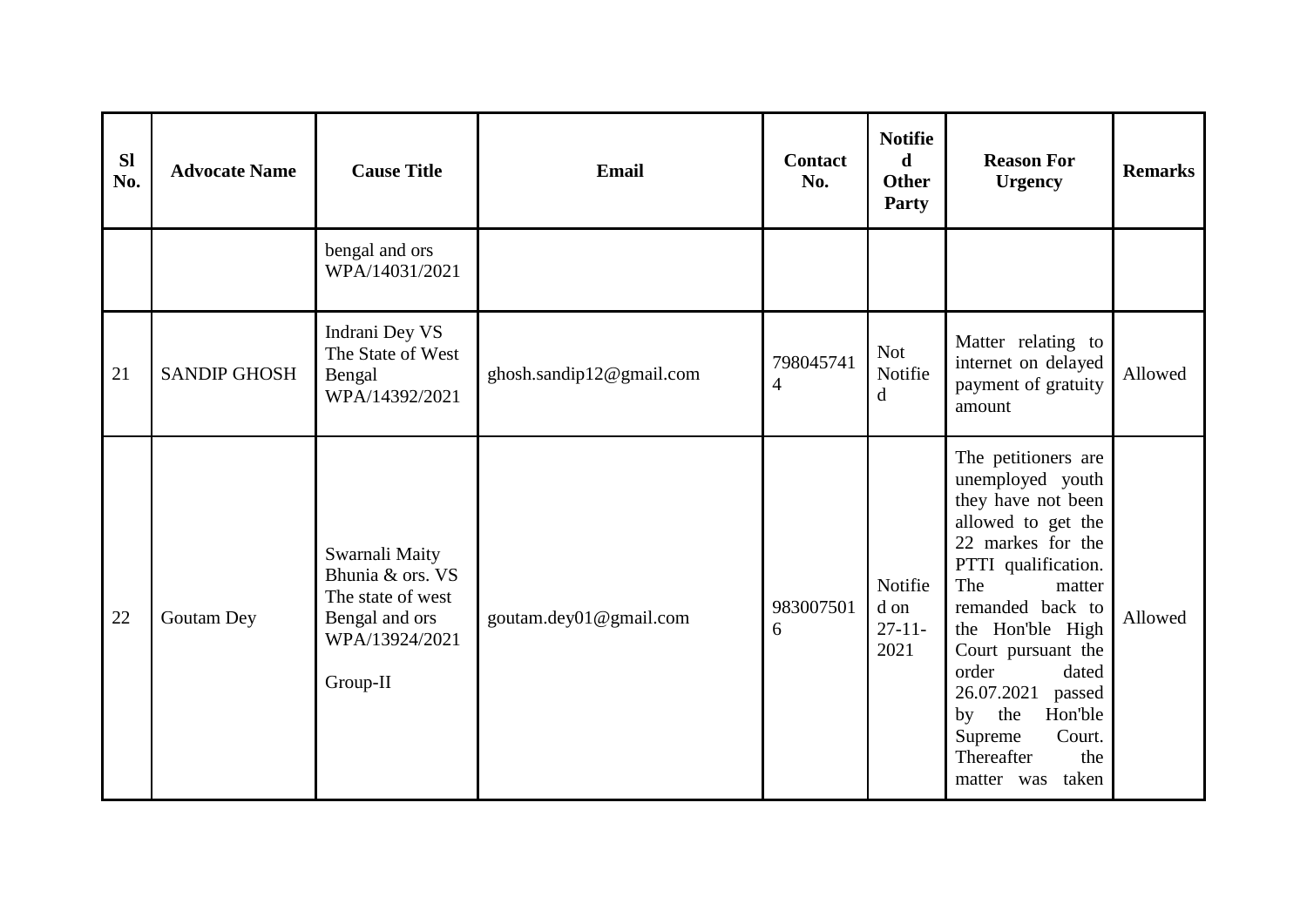| Sl No. | Advocate Name | Cause Title | Email | Contact No. | Notified Other Party | Reason For Urgency | Remarks |
|---|---|---|---|---|---|---|---|
| | | bengal and ors WPA/14031/2021 | | | | | |
| 21 | SANDIP GHOSH | Indrani Dey VS The State of West Bengal WPA/14392/2021 | ghosh.sandip12@gmail.com | 7980457414 | Not Notified | Matter relating to internet on delayed payment of gratuity amount | Allowed |
| 22 | Goutam Dey | Swarnali Maity Bhunia & ors. VS The state of west Bengal and ors WPA/13924/2021 Group-II | goutam.dey01@gmail.com | 9830075016 | Notified on 27-11-2021 | The petitioners are unemployed youth they have not been allowed to get the 22 markes for the PTTI qualification. The matter remanded back to the Hon'ble High Court pursuant the order dated 26.07.2021 passed by the Hon'ble Supreme Court. Thereafter the matter was taken | Allowed |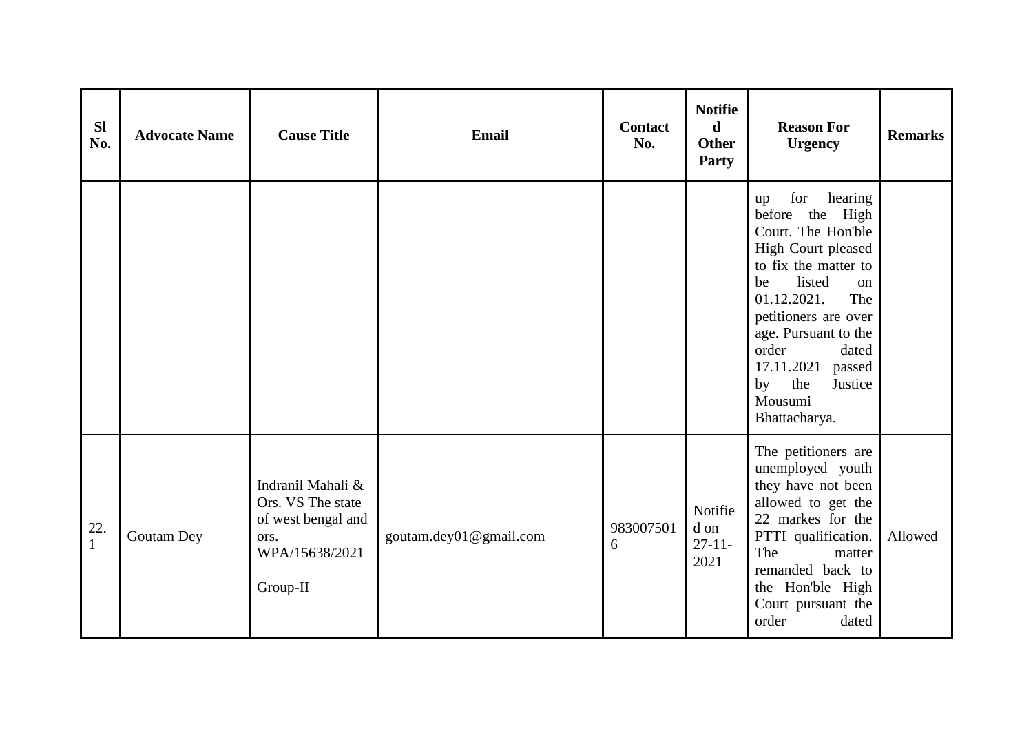| Sl No. | Advocate Name | Cause Title | Email | Contact No. | Notified Other Party | Reason For Urgency | Remarks |
|---|---|---|---|---|---|---|---|
| | | | | | | up for hearing before the High Court. The Hon'ble High Court pleased to fix the matter to be listed on 01.12.2021. The petitioners are over age. Pursuant to the order dated 17.11.2021 passed by the Justice Mousumi Bhattacharya. | |
| 22.1 | Goutam Dey | Indranil Mahali & Ors. VS The state of west bengal and ors. WPA/15638/2021 Group-II | goutam.dey01@gmail.com | 9830075016 | Notified on 27-11-2021 | The petitioners are unemployed youth they have not been allowed to get the 22 markes for the PTTI qualification. The matter remanded back to the Hon'ble High Court pursuant the order dated | Allowed |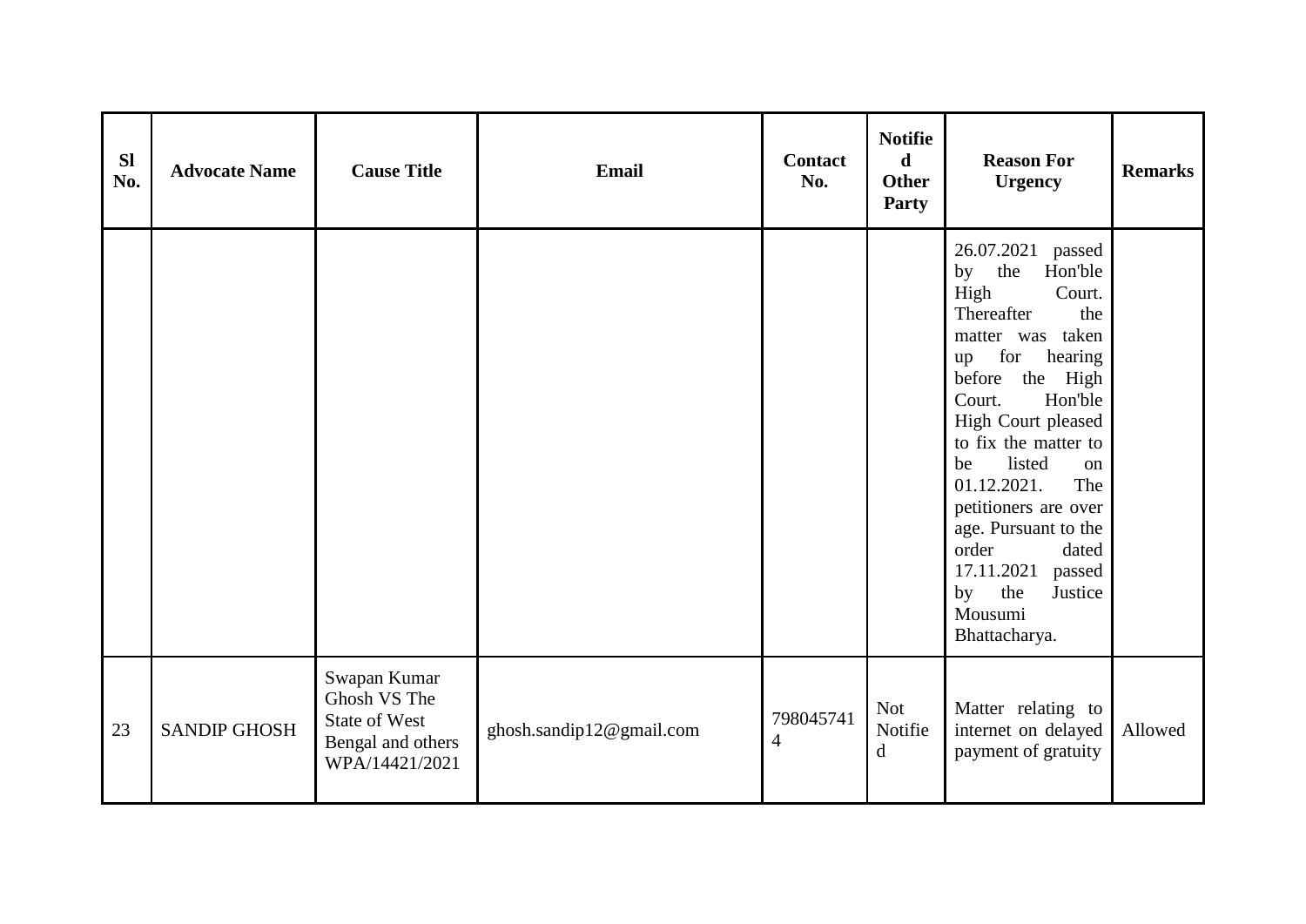| Sl No. | Advocate Name | Cause Title | Email | Contact No. | Notified Other Party | Reason For Urgency | Remarks |
|---|---|---|---|---|---|---|---|
| | | | | | | 26.07.2021 passed by the Hon'ble High Court. Thereafter the matter was taken up for hearing before the High Court. Hon'ble High Court pleased to fix the matter to be listed on 01.12.2021. The petitioners are over age. Pursuant to the order dated 17.11.2021 passed by the Justice Mousumi Bhattacharya. | |
| 23 | SANDIP GHOSH | Swapan Kumar Ghosh VS The State of West Bengal and others WPA/14421/2021 | ghosh.sandip12@gmail.com | 7980457414 | Not Notified | Matter relating to internet on delayed payment of gratuity | Allowed |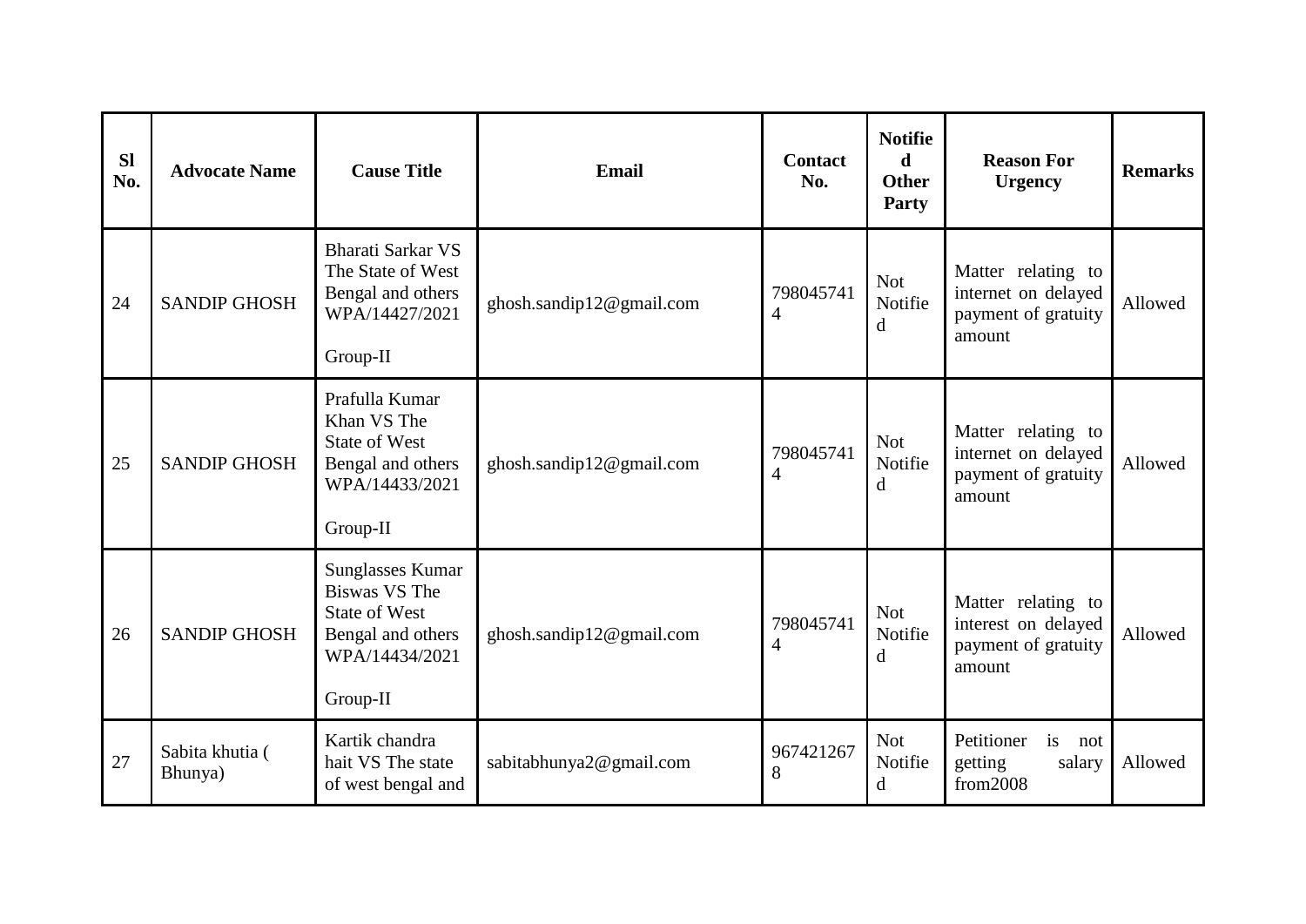| Sl No. | Advocate Name | Cause Title | Email | Contact No. | Notified Other Party | Reason For Urgency | Remarks |
|---|---|---|---|---|---|---|---|
| 24 | SANDIP GHOSH | Bharati Sarkar VS The State of West Bengal and others WPA/14427/2021 Group-II | ghosh.sandip12@gmail.com | 7980457414 | Not Notified | Matter relating to internet on delayed payment of gratuity amount | Allowed |
| 25 | SANDIP GHOSH | Prafulla Kumar Khan VS The State of West Bengal and others WPA/14433/2021 Group-II | ghosh.sandip12@gmail.com | 7980457414 | Not Notified | Matter relating to internet on delayed payment of gratuity amount | Allowed |
| 26 | SANDIP GHOSH | Sunglasses Kumar Biswas VS The State of West Bengal and others WPA/14434/2021 Group-II | ghosh.sandip12@gmail.com | 7980457414 | Not Notified | Matter relating to interest on delayed payment of gratuity amount | Allowed |
| 27 | Sabita khutia ( Bhunya) | Kartik chandra hait VS The state of west bengal and | sabitabhunya2@gmail.com | 9674212678 | Not Notified | Petitioner is not getting salary from2008 | Allowed |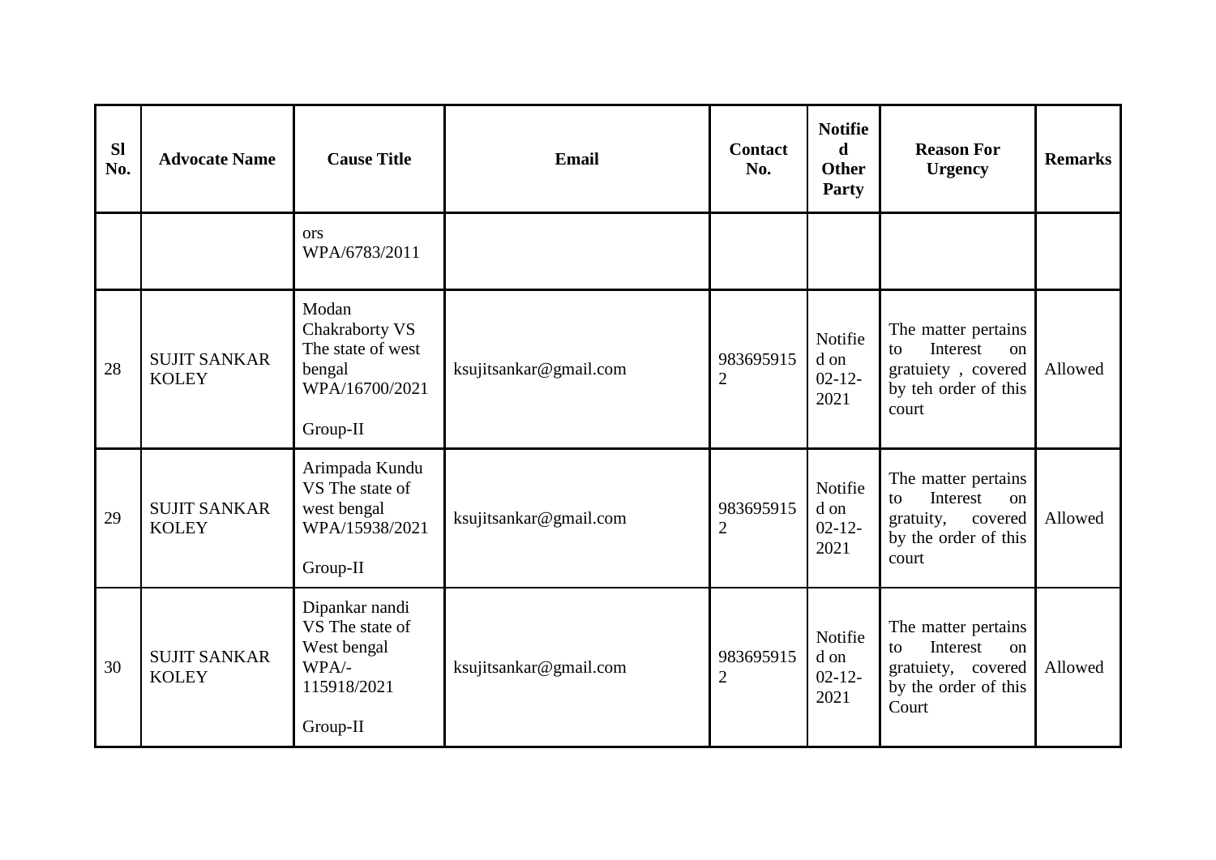| Sl No. | Advocate Name | Cause Title | Email | Contact No. | Notified Other Party | Reason For Urgency | Remarks |
|---|---|---|---|---|---|---|---|
| | | ors WPA/6783/2011 | | | | | |
| 28 | SUJIT SANKAR KOLEY | Modan Chakraborty VS The state of west bengal WPA/16700/2021 Group-II | ksujitsankar@gmail.com | 9836959152 | Notified on 02-12-2021 | The matter pertains to Interest on gratuiety , covered by teh order of this court | Allowed |
| 29 | SUJIT SANKAR KOLEY | Arimpada Kundu VS The state of west bengal WPA/15938/2021 Group-II | ksujitsankar@gmail.com | 9836959152 | Notified on 02-12-2021 | The matter pertains to Interest on gratuity, covered by the order of this court | Allowed |
| 30 | SUJIT SANKAR KOLEY | Dipankar nandi VS The state of West bengal WPA/-115918/2021 Group-II | ksujitsankar@gmail.com | 9836959152 | Notified on 02-12-2021 | The matter pertains to Interest on gratuiety, covered by the order of this Court | Allowed |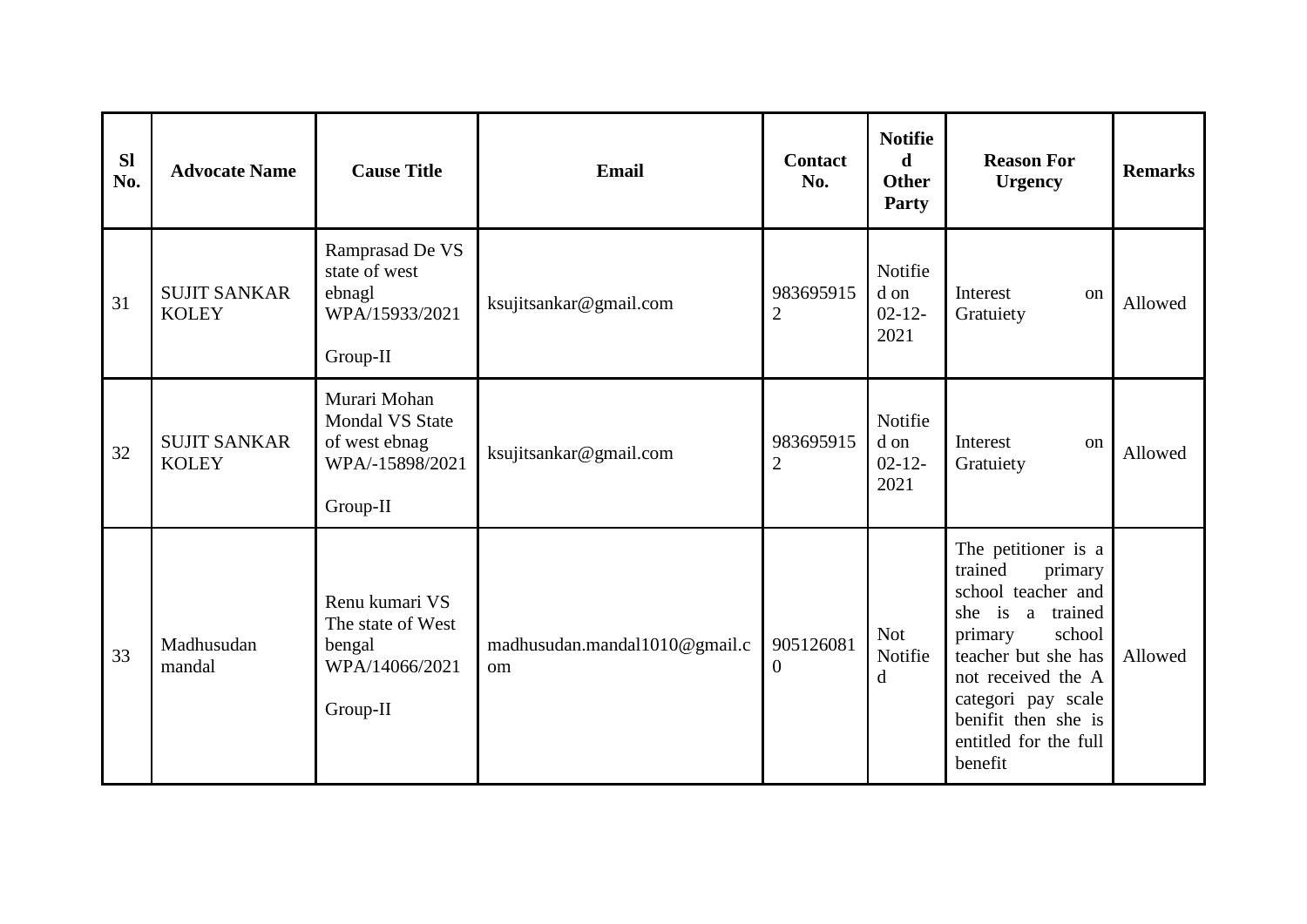| Sl No. | Advocate Name | Cause Title | Email | Contact No. | Notified Other Party | Reason For Urgency | Remarks |
|---|---|---|---|---|---|---|---|
| 31 | SUJIT SANKAR KOLEY | Ramprasad De VS state of west ebnagl WPA/15933/2021 Group-II | ksujitsankar@gmail.com | 9836959152 | Notified on 02-12-2021 | Interest on Gratuiety | Allowed |
| 32 | SUJIT SANKAR KOLEY | Murari Mohan Mondal VS State of west ebnag WPA/-15898/2021 Group-II | ksujitsankar@gmail.com | 9836959152 | Notified on 02-12-2021 | Interest on Gratuiety | Allowed |
| 33 | Madhusudan mandal | Renu kumari VS The state of West bengal WPA/14066/2021 Group-II | madhusudan.mandal1010@gmail.com | 9051260810 | Not Notified | The petitioner is a trained primary school teacher and she is a trained primary school teacher but she has not received the A categori pay scale benifit then she is entitled for the full benefit | Allowed |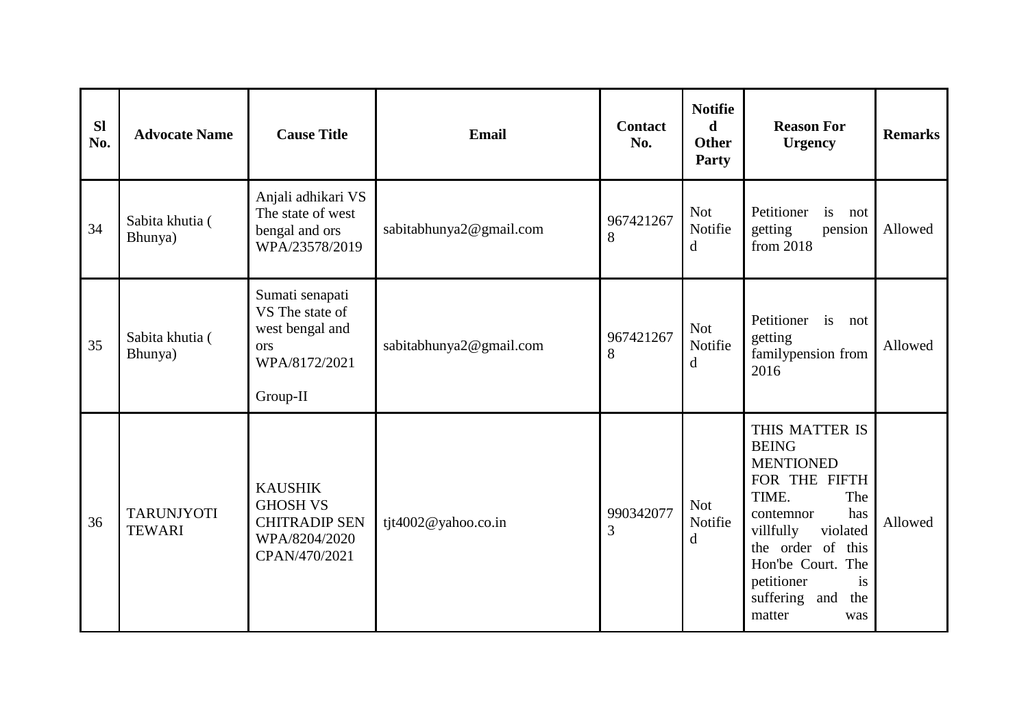| Sl No. | Advocate Name | Cause Title | Email | Contact No. | Notified Other Party | Reason For Urgency | Remarks |
|---|---|---|---|---|---|---|---|
| 34 | Sabita khutia ( Bhunya) | Anjali adhikari VS The state of west bengal and ors WPA/23578/2019 | sabitabhunya2@gmail.com | 9674212678 | Not Notified | Petitioner is not getting pension from 2018 | Allowed |
| 35 | Sabita khutia ( Bhunya) | Sumati senapati VS The state of west bengal and ors WPA/8172/2021 Group-II | sabitabhunya2@gmail.com | 9674212678 | Not Notified | Petitioner is not getting familypension from 2016 | Allowed |
| 36 | TARUNJYOTI TEWARI | KAUSHIK GHOSH VS CHITRADIP SEN WPA/8204/2020 CPAN/470/2021 | tjt4002@yahoo.co.in | 9903420773 | Not Notified | THIS MATTER IS BEING MENTIONED FOR THE FIFTH TIME. The contemnor has villfully violated the order of this Hon'be Court. The petitioner is suffering and the matter was | Allowed |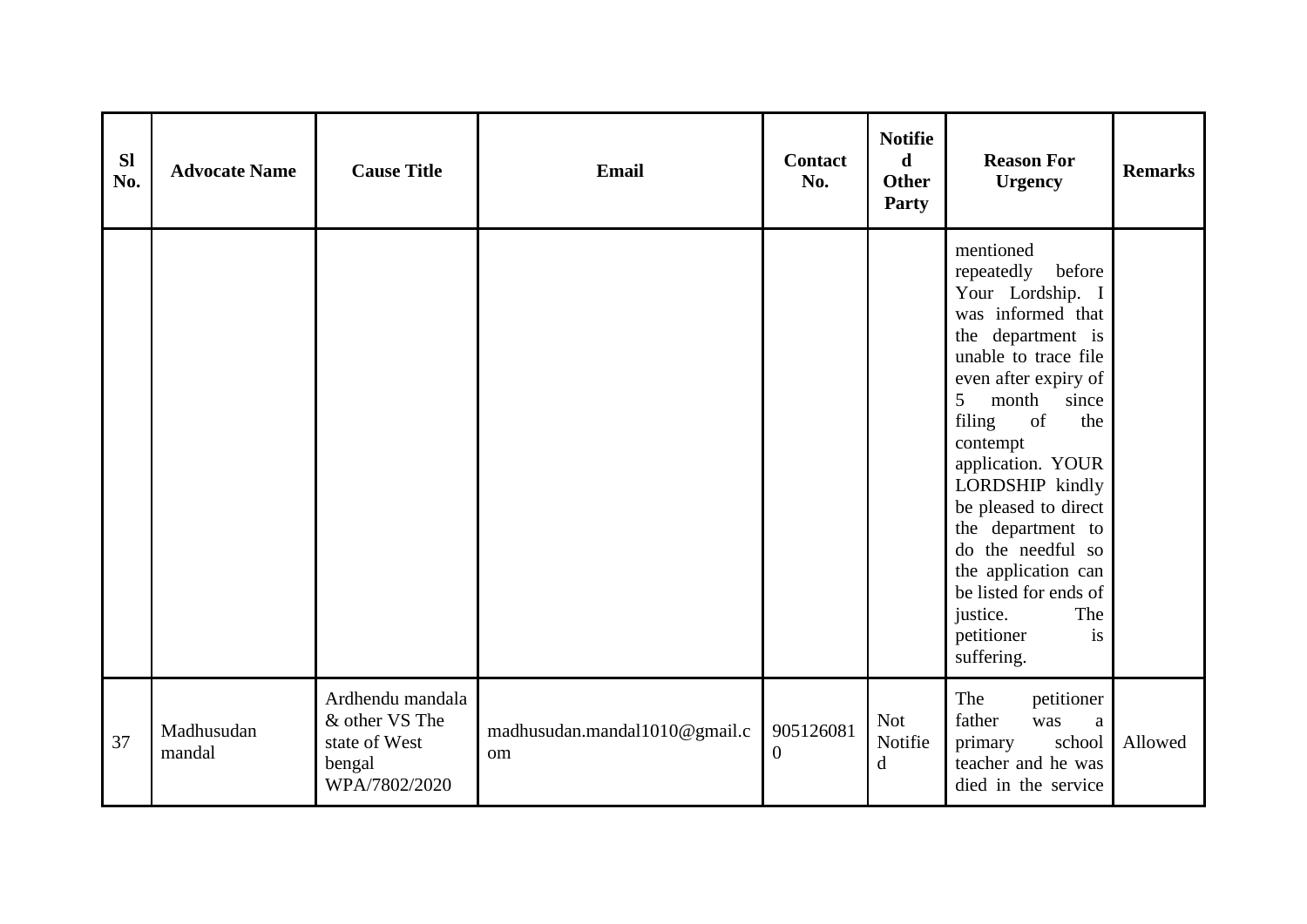| Sl No. | Advocate Name | Cause Title | Email | Contact No. | Notified Other Party | Reason For Urgency | Remarks |
|---|---|---|---|---|---|---|---|
| | | | | | | mentioned repeatedly before Your Lordship. I was informed that the department is unable to trace file even after expiry of 5 month since filing of the contempt application. YOUR LORDSHIP kindly be pleased to direct the department to do the needful so the application can be listed for ends of justice. The petitioner is suffering. | |
| 37 | Madhusudan mandal | Ardhendu mandala & other VS The state of West bengal WPA/7802/2020 | madhusudan.mandal1010@gmail.com | 9051260810 | Not Notified | The petitioner father was a primary school teacher and he was died in the service | Allowed |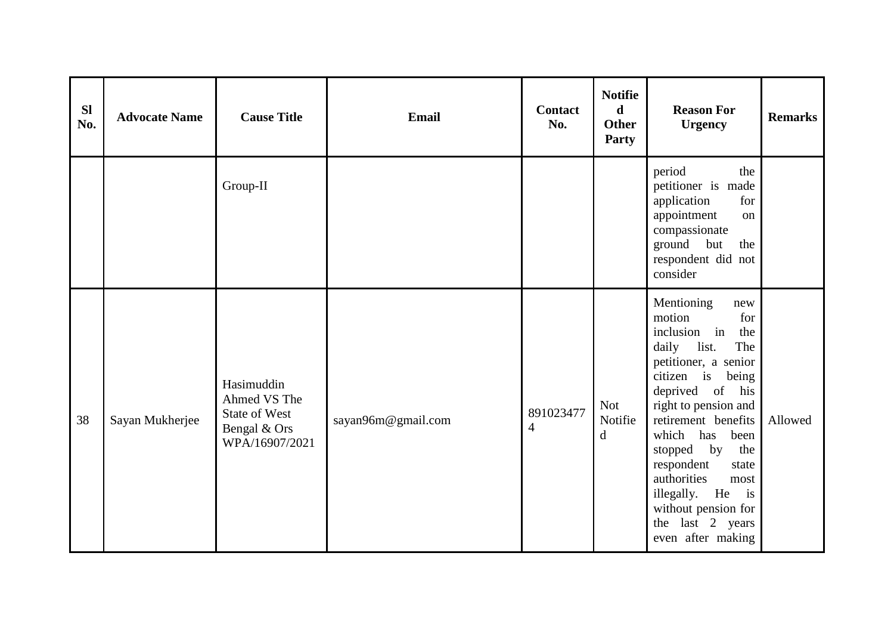| Sl No. | Advocate Name | Cause Title | Email | Contact No. | Notified Other Party | Reason For Urgency | Remarks |
|---|---|---|---|---|---|---|---|
| | | Group-II | | | | period the petitioner is made application for appointment on compassionate ground but the respondent did not consider | |
| 38 | Sayan Mukherjee | Hasimuddin Ahmed VS The State of West Bengal & Ors WPA/16907/2021 | sayan96m@gmail.com | 8910234774 | Not Notified | Mentioning new motion for inclusion in the daily list. The petitioner, a senior citizen is being deprived of his right to pension and retirement benefits which has been stopped by the respondent state authorities most illegally. He is without pension for the last 2 years even after making | Allowed |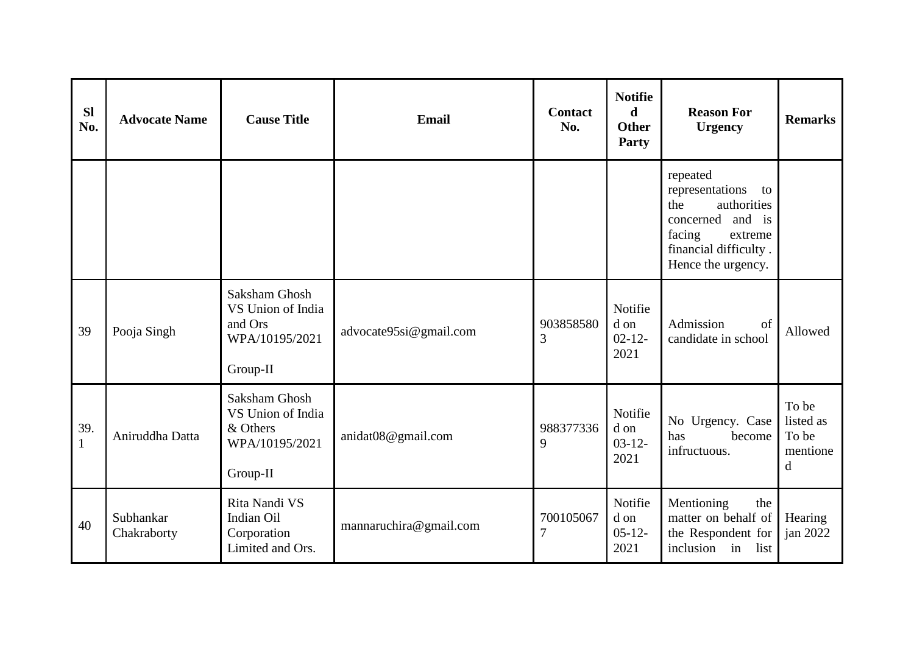| Sl No. | Advocate Name | Cause Title | Email | Contact No. | Notified Other Party | Reason For Urgency | Remarks |
|---|---|---|---|---|---|---|---|
| | | | | | | repeated representations to the authorities concerned and is facing extreme financial difficulty . Hence the urgency. | |
| 39 | Pooja Singh | Saksham Ghosh VS Union of India and Ors WPA/10195/2021<br><br>Group-II | advocate95si@gmail.com | 9038585803 | Notified on 02-12-2021 | Admission of candidate in school | Allowed |
| 39.1 | Aniruddha Datta | Saksham Ghosh VS Union of India & Others WPA/10195/2021<br><br>Group-II | anidat08@gmail.com | 9883773369 | Notified on 03-12-2021 | No Urgency. Case has become infructuous. | To be listed as To be mentioned |
| 40 | Subhankar Chakraborty | Rita Nandi VS Indian Oil Corporation Limited and Ors. | mannaruchira@gmail.com | 7001050677 | Notified on 05-12-2021 | Mentioning the matter on behalf of the Respondent for inclusion in list | Hearing jan 2022 |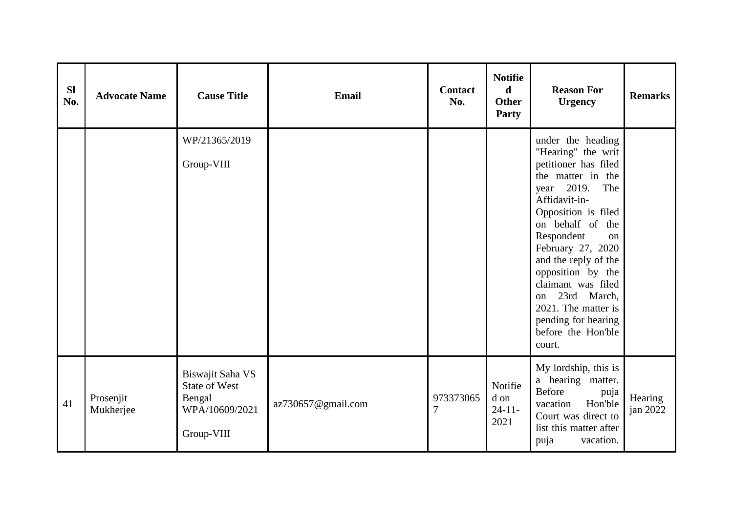| Sl No. | Advocate Name | Cause Title | Email | Contact No. | Notified Other Party | Reason For Urgency | Remarks |
|---|---|---|---|---|---|---|---|
| | | WP/21365/2019<br><br>Group-VIII | | | | under the heading "Hearing" the writ petitioner has filed the matter in the year 2019. The Affidavit-in-Opposition is filed on behalf of the Respondent on February 27, 2020 and the reply of the opposition by the claimant was filed on 23rd March, 2021. The matter is pending for hearing before the Hon'ble court. | |
| 41 | Prosenjit Mukherjee | Biswajit Saha VS State of West Bengal WPA/10609/2021<br><br>Group-VIII | az730657@gmail.com | 9733730657 | Notified on 24-11-2021 | My lordship, this is a hearing matter. Before puja vacation Hon'ble Court was direct to list this matter after puja vacation. | Hearing jan 2022 |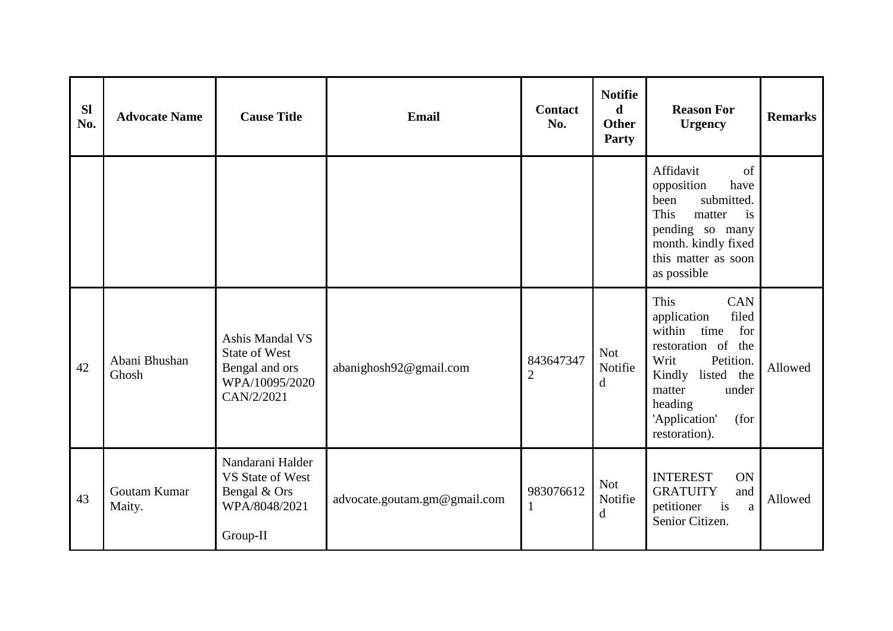| Sl No. | Advocate Name | Cause Title | Email | Contact No. | Notified Other Party | Reason For Urgency | Remarks |
|---|---|---|---|---|---|---|---|
| | | | | | | Affidavit of opposition have been submitted. This matter is pending so many month. kindly fixed this matter as soon as possible | |
| 42 | Abani Bhushan Ghosh | Ashis Mandal VS State of West Bengal and ors WPA/10095/2020 CAN/2/2021 | abanighosh92@gmail.com | 8436473472 | Not Notified | This CAN application filed within time for restoration of the Writ Petition. Kindly listed the matter under heading 'Application' (for restoration). | Allowed |
| 43 | Goutam Kumar Maity. | Nandarani Halder VS State of West Bengal & Ors WPA/8048/2021<br><br>Group-II | advocate.goutam.gm@gmail.com | 9830766121 | Not Notified | INTEREST ON GRATUITY and petitioner is a Senior Citizen. | Allowed |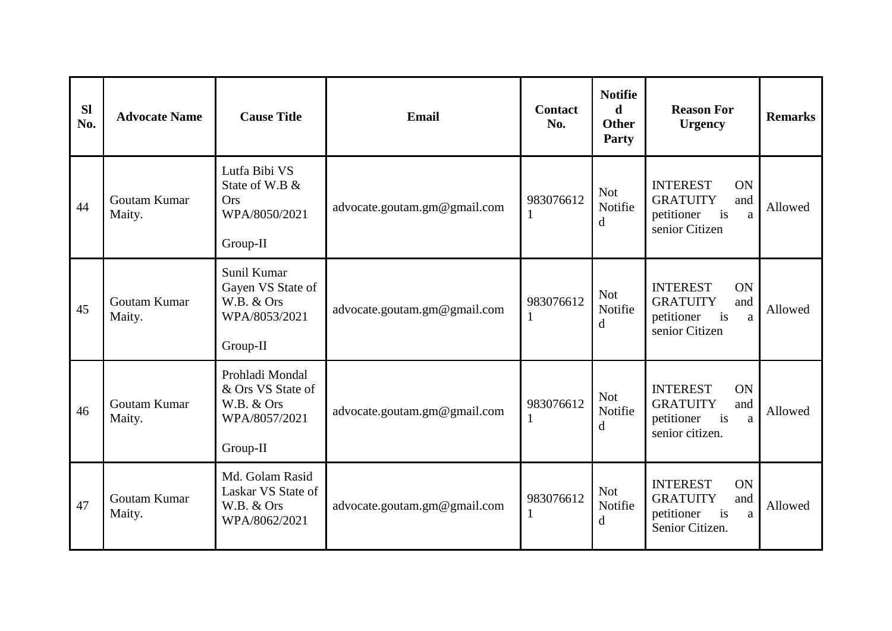| Sl No. | Advocate Name | Cause Title | Email | Contact No. | Notified Other Party | Reason For Urgency | Remarks |
|---|---|---|---|---|---|---|---|
| 44 | Goutam Kumar Maity. | Lutfa Bibi VS State of W.B & Ors WPA/8050/2021 Group-II | advocate.goutam.gm@gmail.com | 9830766121 | Not Notified | INTEREST ON GRATUITY and petitioner is a senior Citizen | Allowed |
| 45 | Goutam Kumar Maity. | Sunil Kumar Gayen VS State of W.B. & Ors WPA/8053/2021 Group-II | advocate.goutam.gm@gmail.com | 9830766121 | Not Notified | INTEREST ON GRATUITY and petitioner is a senior Citizen | Allowed |
| 46 | Goutam Kumar Maity. | Prohladi Mondal & Ors VS State of W.B. & Ors WPA/8057/2021 Group-II | advocate.goutam.gm@gmail.com | 9830766121 | Not Notified | INTEREST ON GRATUITY and petitioner is a senior citizen. | Allowed |
| 47 | Goutam Kumar Maity. | Md. Golam Rasid Laskar VS State of W.B. & Ors WPA/8062/2021 | advocate.goutam.gm@gmail.com | 9830766121 | Not Notified | INTEREST ON GRATUITY and petitioner is a Senior Citizen. | Allowed |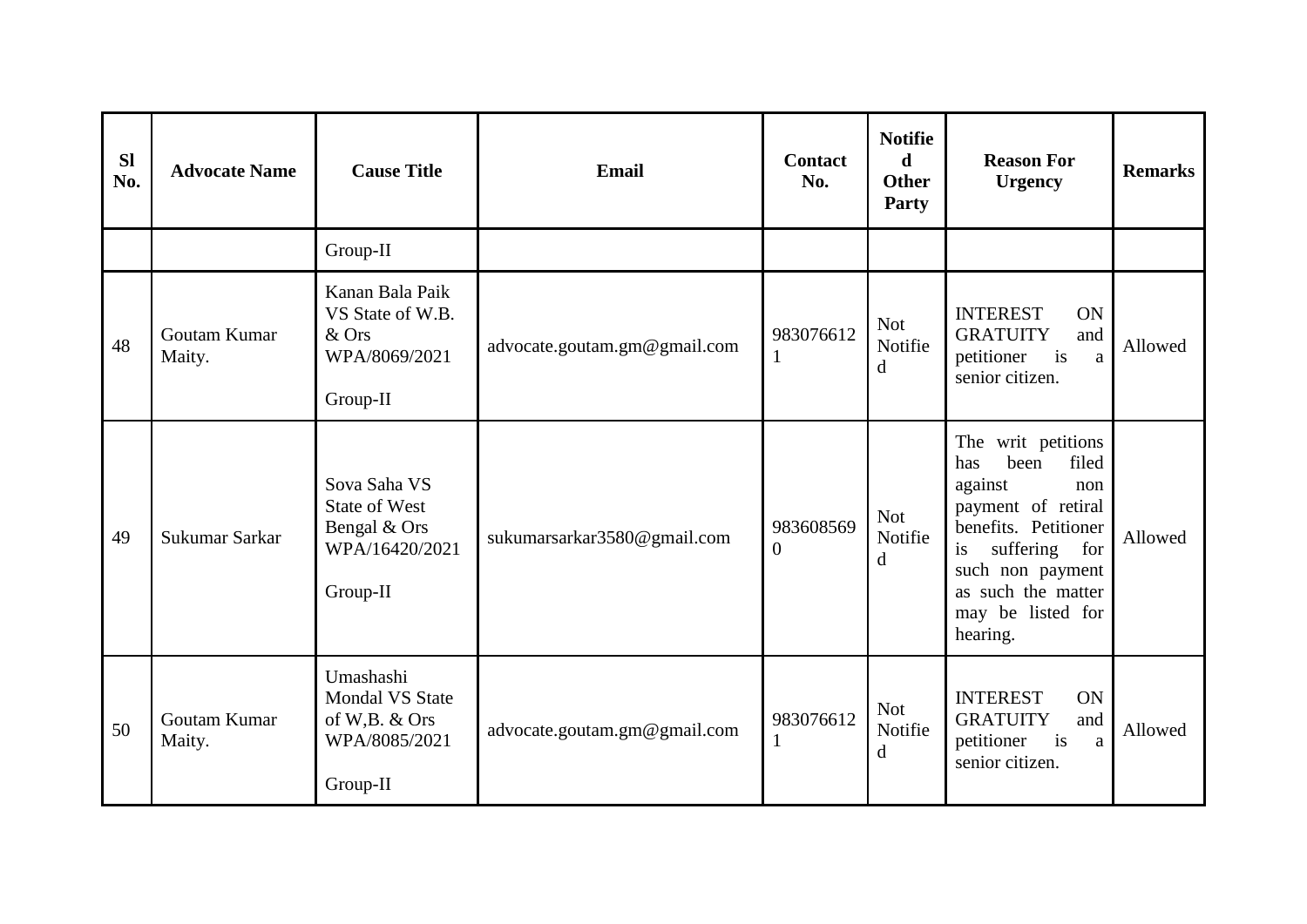| Sl No. | Advocate Name | Cause Title | Email | Contact No. | Notified Other Party | Reason For Urgency | Remarks |
|---|---|---|---|---|---|---|---|
| | | Group-II | | | | | |
| 48 | Goutam Kumar Maity. | Kanan Bala Paik VS State of W.B. & Ors WPA/8069/2021 Group-II | advocate.goutam.gm@gmail.com | 9830766121 | Not Notified | INTEREST ON GRATUITY and petitioner is a senior citizen. | Allowed |
| 49 | Sukumar Sarkar | Sova Saha VS State of West Bengal & Ors WPA/16420/2021 Group-II | sukumarsarkar3580@gmail.com | 9836085690 | Not Notified | The writ petitions has been filed against non payment of retiral benefits. Petitioner is suffering for such non payment as such the matter may be listed for hearing. | Allowed |
| 50 | Goutam Kumar Maity. | Umashashi Mondal VS State of W,B. & Ors WPA/8085/2021 Group-II | advocate.goutam.gm@gmail.com | 9830766121 | Not Notified | INTEREST ON GRATUITY and petitioner is a senior citizen. | Allowed |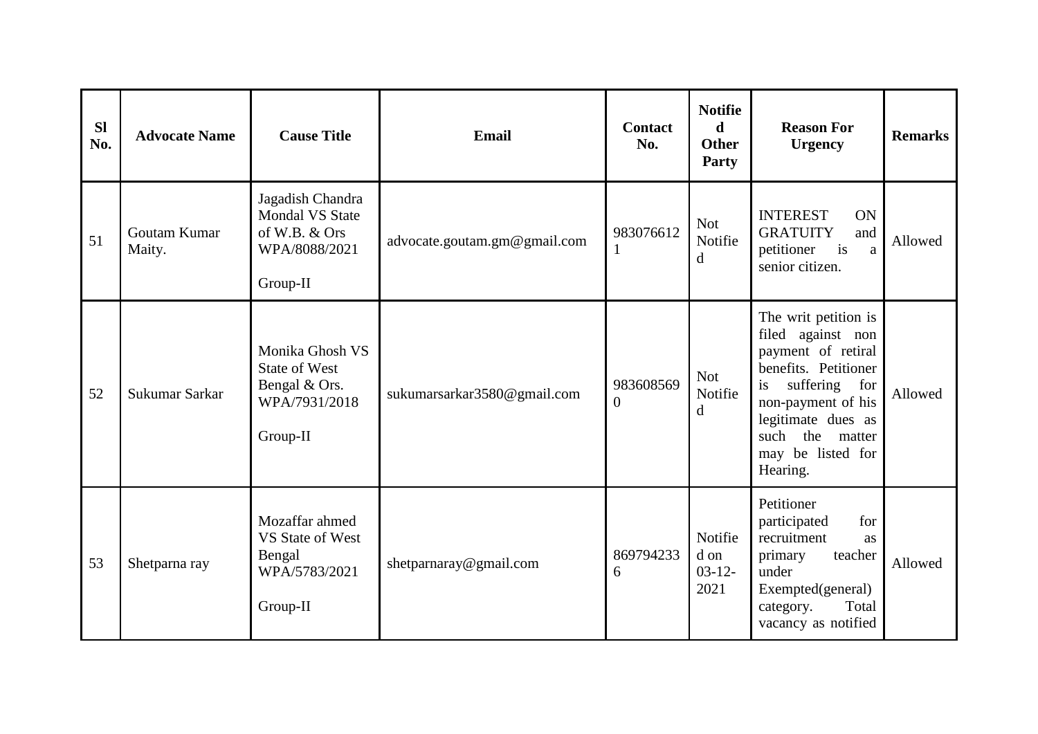| Sl No. | Advocate Name | Cause Title | Email | Contact No. | Notified Other Party | Reason For Urgency | Remarks |
|---|---|---|---|---|---|---|---|
| 51 | Goutam Kumar Maity. | Jagadish Chandra Mondal VS State of W.B. & Ors WPA/8088/2021 Group-II | advocate.goutam.gm@gmail.com | 9830766121 | Not Notified | INTEREST ON GRATUITY and petitioner is a senior citizen. | Allowed |
| 52 | Sukumar Sarkar | Monika Ghosh VS State of West Bengal & Ors. WPA/7931/2018 Group-II | sukumarsarkar3580@gmail.com | 9836085690 | Not Notified | The writ petition is filed against non payment of retiral benefits. Petitioner is suffering for non-payment of his legitimate dues as such the matter may be listed for Hearing. | Allowed |
| 53 | Shetparna ray | Mozaffar ahmed VS State of West Bengal WPA/5783/2021 Group-II | shetparnaray@gmail.com | 8697942336 | Notified on 03-12-2021 | Petitioner participated for recruitment as primary teacher under Exempted(general) category. Total vacancy as notified | Allowed |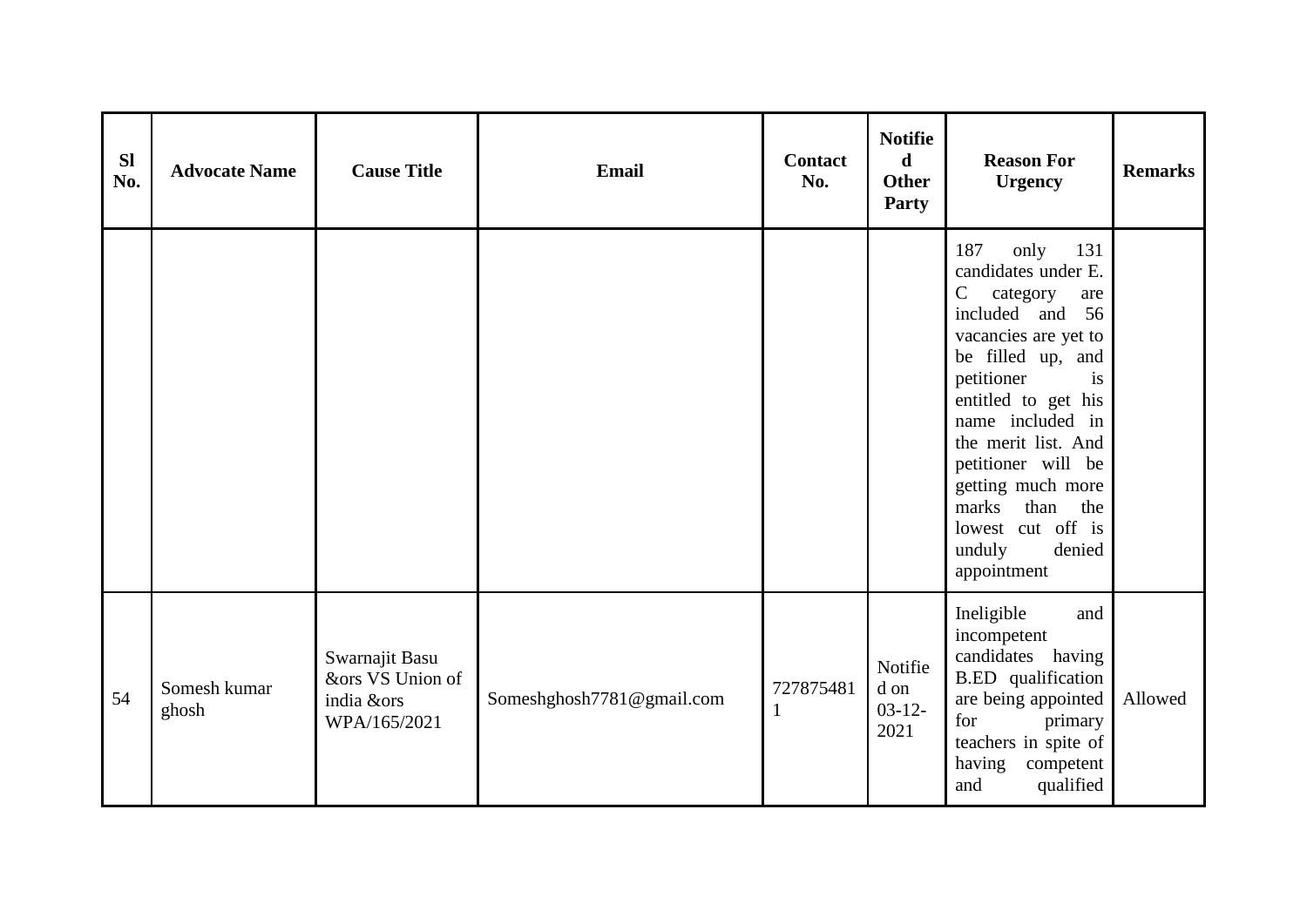| Sl No. | Advocate Name | Cause Title | Email | Contact No. | Notified Other Party | Reason For Urgency | Remarks |
|---|---|---|---|---|---|---|---|
| | | | | | | 187 only 131 candidates under E. C category are included and 56 vacancies are yet to be filled up, and petitioner is entitled to get his name included in the merit list. And petitioner will be getting much more marks than the lowest cut off is unduly denied appointment | |
| 54 | Somesh kumar ghosh | Swarnajit Basu &ors VS Union of india &ors WPA/165/2021 | Someshghosh7781@gmail.com | 7278754811 | Notified on 03-12-2021 | Ineligible and incompetent candidates having B.ED qualification are being appointed for primary teachers in spite of having competent and qualified | Allowed |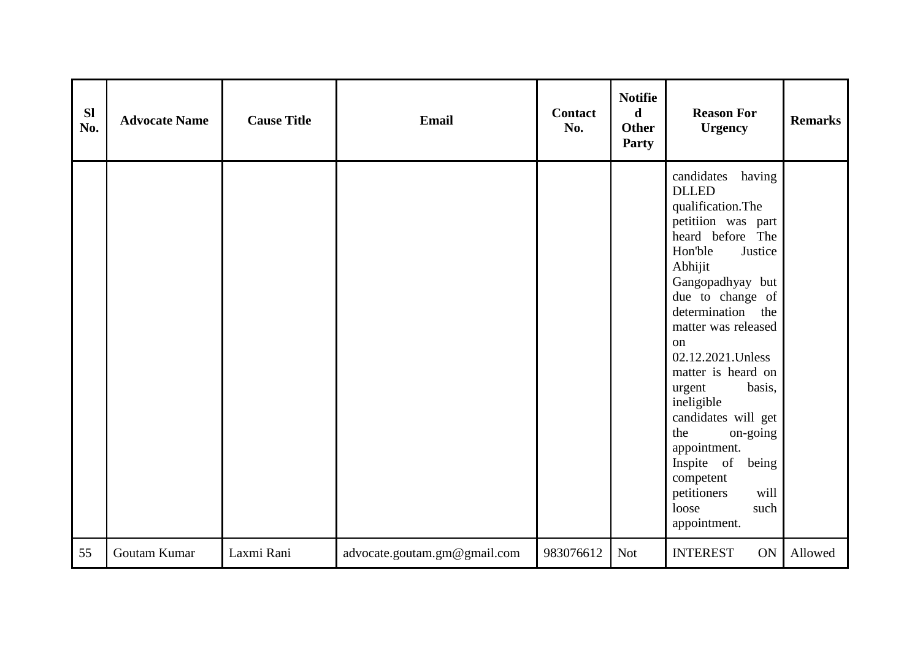| Sl No. | Advocate Name | Cause Title | Email | Contact No. | Notified Other Party | Reason For Urgency | Remarks |
|---|---|---|---|---|---|---|---|
| | | | | | | candidates having DLLED qualification.The petitiion was part heard before The Hon'ble Justice Abhijit Gangopadhyay but due to change of determination the matter was released on 02.12.2021.Unless matter is heard on urgent basis, ineligible candidates will get the on-going appointment. Inspite of being competent petitioners will loose such appointment. | |
| 55 | Goutam Kumar | Laxmi Rani | advocate.goutam.gm@gmail.com | 983076612 | Not | INTEREST ON | Allowed |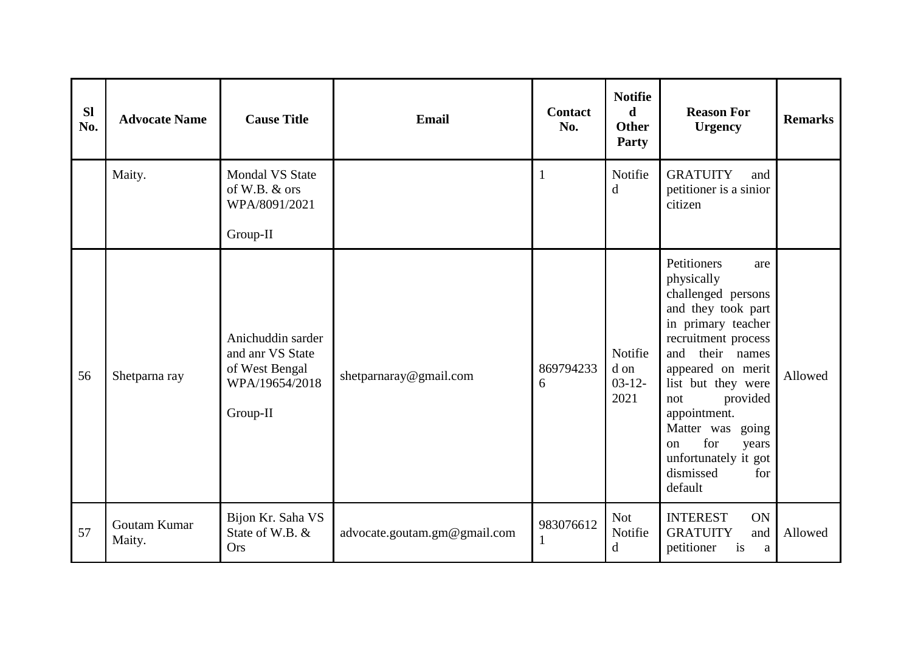| Sl No. | Advocate Name | Cause Title | Email | Contact No. | Notified Other Party | Reason For Urgency | Remarks |
|---|---|---|---|---|---|---|---|
| | Maity. | Mondal VS State of W.B. & ors WPA/8091/2021<br><br>Group-II | | 1 | Notified | GRATUITY and petitioner is a sinior citizen | |
| 56 | Shetparna ray | Anichuddin sarder and anr VS State of West Bengal WPA/19654/2018<br><br>Group-II | shetparnaray@gmail.com | 8697942336 | Notified on 03-12-2021 | Petitioners are physically challenged persons and they took part in primary teacher recruitment process and their names appeared on merit list but they were not provided appointment. Matter was going on for years unfortunately it got dismissed for default | Allowed |
| 57 | Goutam Kumar Maity. | Bijon Kr. Saha VS State of W.B. & Ors | advocate.goutam.gm@gmail.com | 9830766121 | Not Notified | INTEREST ON GRATUITY and petitioner is a | Allowed |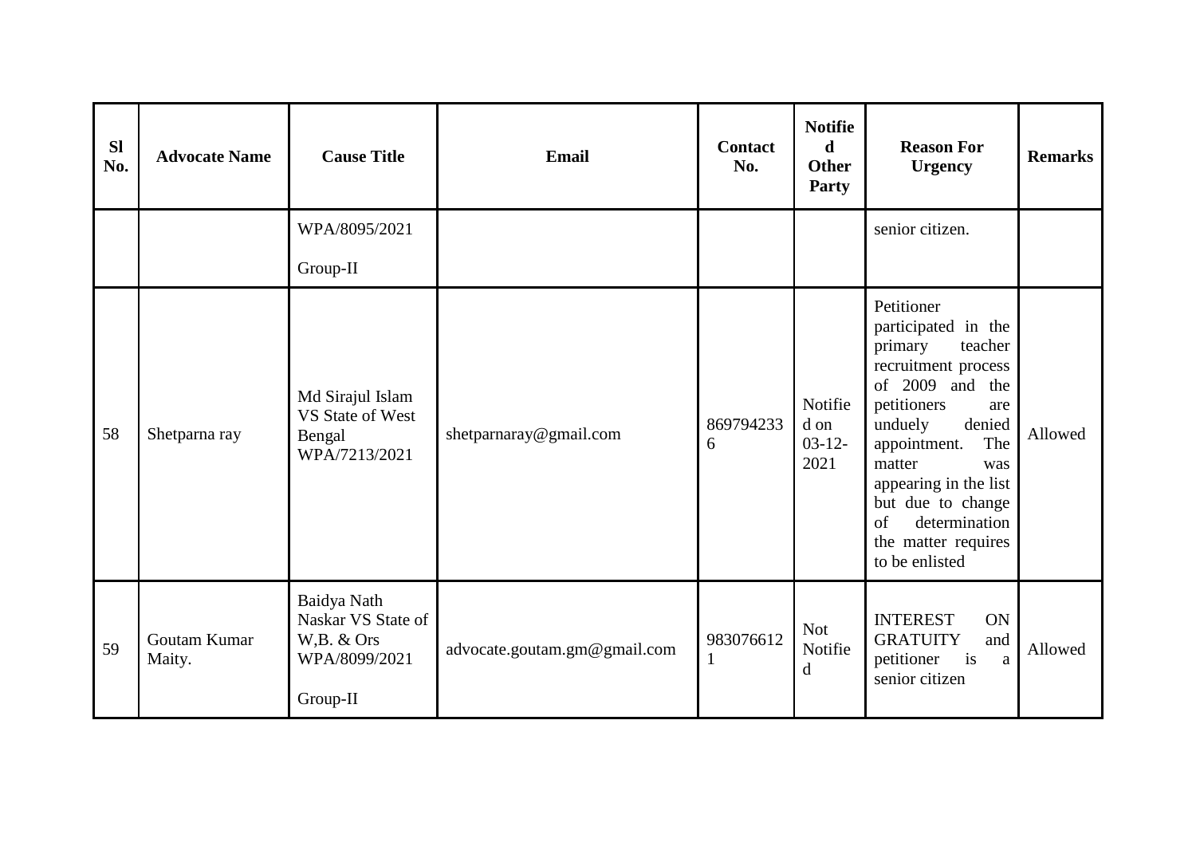| Sl No. | Advocate Name | Cause Title | Email | Contact No. | Notified Other Party | Reason For Urgency | Remarks |
|---|---|---|---|---|---|---|---|
| | | WPA/8095/2021 Group-II | | | | senior citizen. | |
| 58 | Shetparna ray | Md Sirajul Islam VS State of West Bengal WPA/7213/2021 | shetparnaray@gmail.com | 8697942336 | Notified on 03-12-2021 | Petitioner participated in the primary teacher recruitment process of 2009 and the petitioners are unduely denied appointment. The matter was appearing in the list but due to change of determination the matter requires to be enlisted | Allowed |
| 59 | Goutam Kumar Maity. | Baidya Nath Naskar VS State of W,B. & Ors WPA/8099/2021 Group-II | advocate.goutam.gm@gmail.com | 9830766121 | Not Notified | INTEREST ON GRATUITY and petitioner is a senior citizen | Allowed |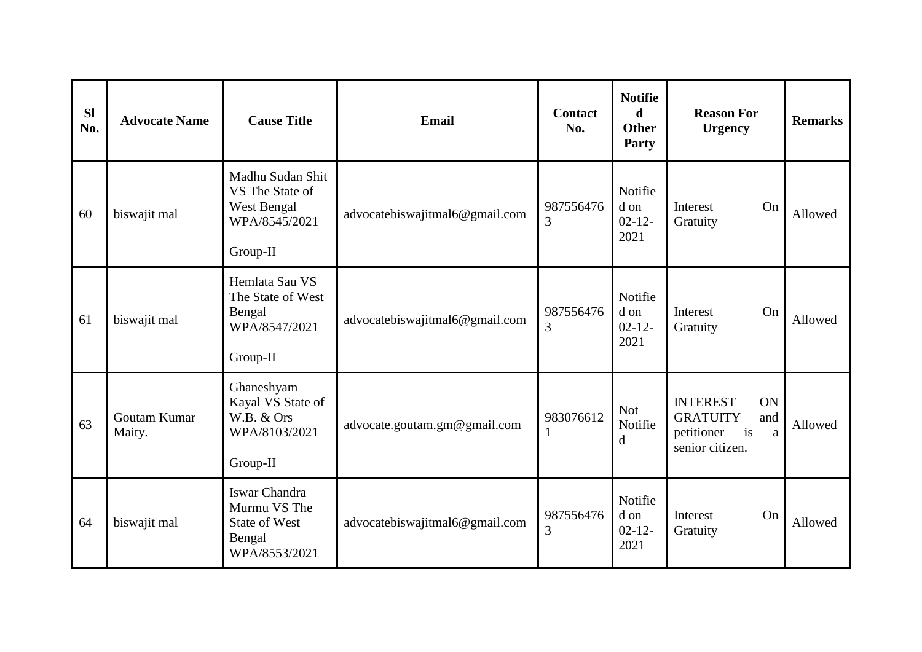| Sl No. | Advocate Name | Cause Title | Email | Contact No. | Notified Other Party | Reason For Urgency | Remarks |
|---|---|---|---|---|---|---|---|
| 60 | biswajit mal | Madhu Sudan Shit VS The State of West Bengal WPA/8545/2021 Group-II | advocatebiswajitmal6@gmail.com | 9875564763 | Notified on 02-12-2021 | Interest On Gratuity | Allowed |
| 61 | biswajit mal | Hemlata Sau VS The State of West Bengal WPA/8547/2021 Group-II | advocatebiswajitmal6@gmail.com | 9875564763 | Notified on 02-12-2021 | Interest On Gratuity | Allowed |
| 63 | Goutam Kumar Maity. | Ghaneshyam Kayal VS State of W.B. & Ors WPA/8103/2021 Group-II | advocate.goutam.gm@gmail.com | 9830766121 | Not Notified | INTEREST ON GRATUITY and petitioner is a senior citizen. | Allowed |
| 64 | biswajit mal | Iswar Chandra Murmu VS The State of West Bengal WPA/8553/2021 | advocatebiswajitmal6@gmail.com | 9875564763 | Notified on 02-12-2021 | Interest On Gratuity | Allowed |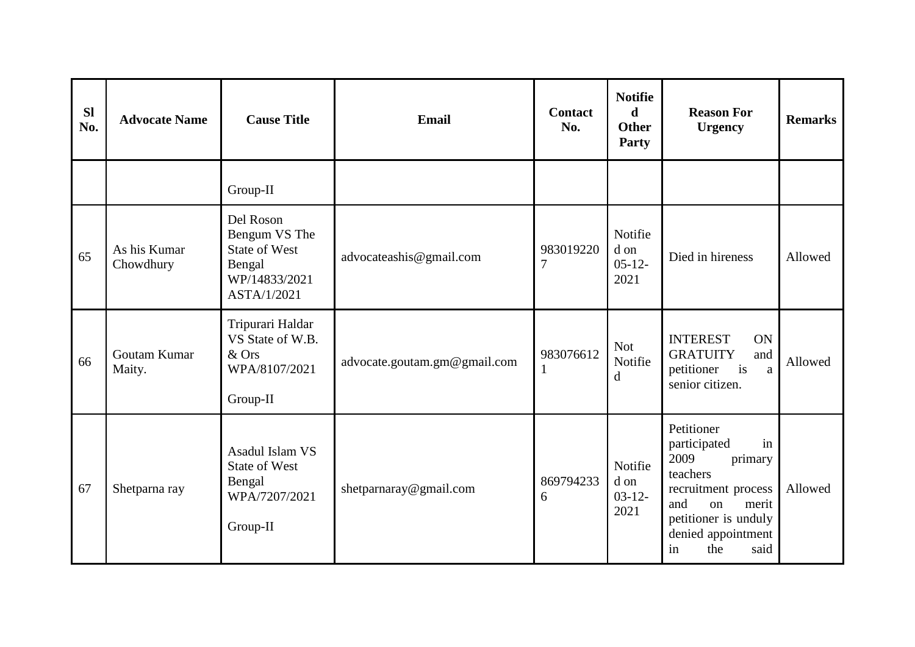| Sl No. | Advocate Name | Cause Title | Email | Contact No. | Notified Other Party | Reason For Urgency | Remarks |
|---|---|---|---|---|---|---|---|
| | | Group-II | | | | | |
| 65 | As his Kumar Chowdhury | Del Roson Bengum VS The State of West Bengal WP/14833/2021 ASTA/1/2021 | advocateashis@gmail.com | 9830192207 | Notified on 05-12-2021 | Died in hireness | Allowed |
| 66 | Goutam Kumar Maity. | Tripurari Haldar VS State of W.B. & Ors WPA/8107/2021 Group-II | advocate.goutam.gm@gmail.com | 9830766121 | Not Notified | INTEREST ON GRATUITY and petitioner is a senior citizen. | Allowed |
| 67 | Shetparna ray | Asadul Islam VS State of West Bengal WPA/7207/2021 Group-II | shetparnaray@gmail.com | 8697942336 | Notified on 03-12-2021 | Petitioner participated in 2009 primary teachers recruitment process and on merit petitioner is unduly denied appointment in the said | Allowed |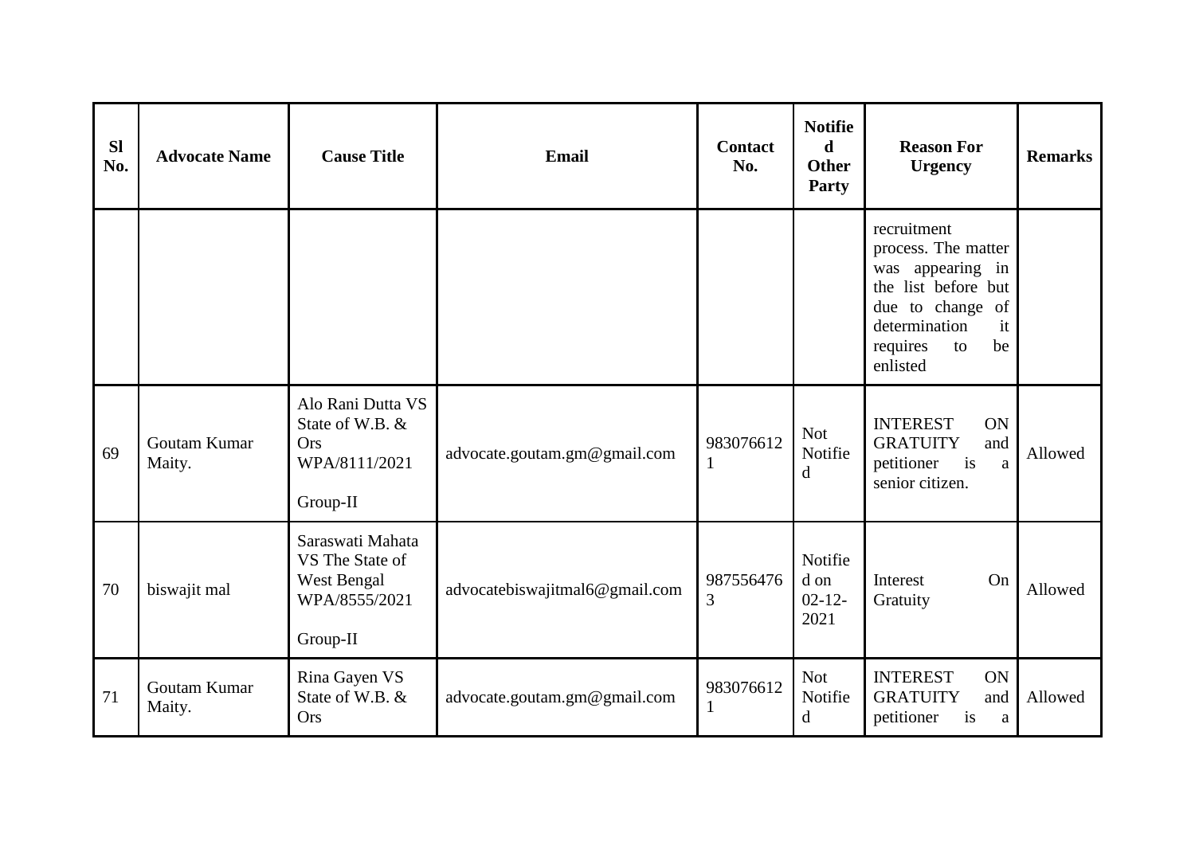| Sl No. | Advocate Name | Cause Title | Email | Contact No. | Notified Other Party | Reason For Urgency | Remarks |
|---|---|---|---|---|---|---|---|
| | | | | | | recruitment process. The matter was appearing in the list before but due to change of determination it requires to be enlisted | |
| 69 | Goutam Kumar Maity. | Alo Rani Dutta VS State of W.B. & Ors WPA/8111/2021 Group-II | advocate.goutam.gm@gmail.com | 9830766121 | Not Notified | INTEREST ON GRATUITY and petitioner is a senior citizen. | Allowed |
| 70 | biswajit mal | Saraswati Mahata VS The State of West Bengal WPA/8555/2021 Group-II | advocatebiswajitmal6@gmail.com | 9875564763 | Notified on 02-12-2021 | Interest On Gratuity | Allowed |
| 71 | Goutam Kumar Maity. | Rina Gayen VS State of W.B. & Ors | advocate.goutam.gm@gmail.com | 9830766121 | Not Notified | INTEREST ON GRATUITY and petitioner is a | Allowed |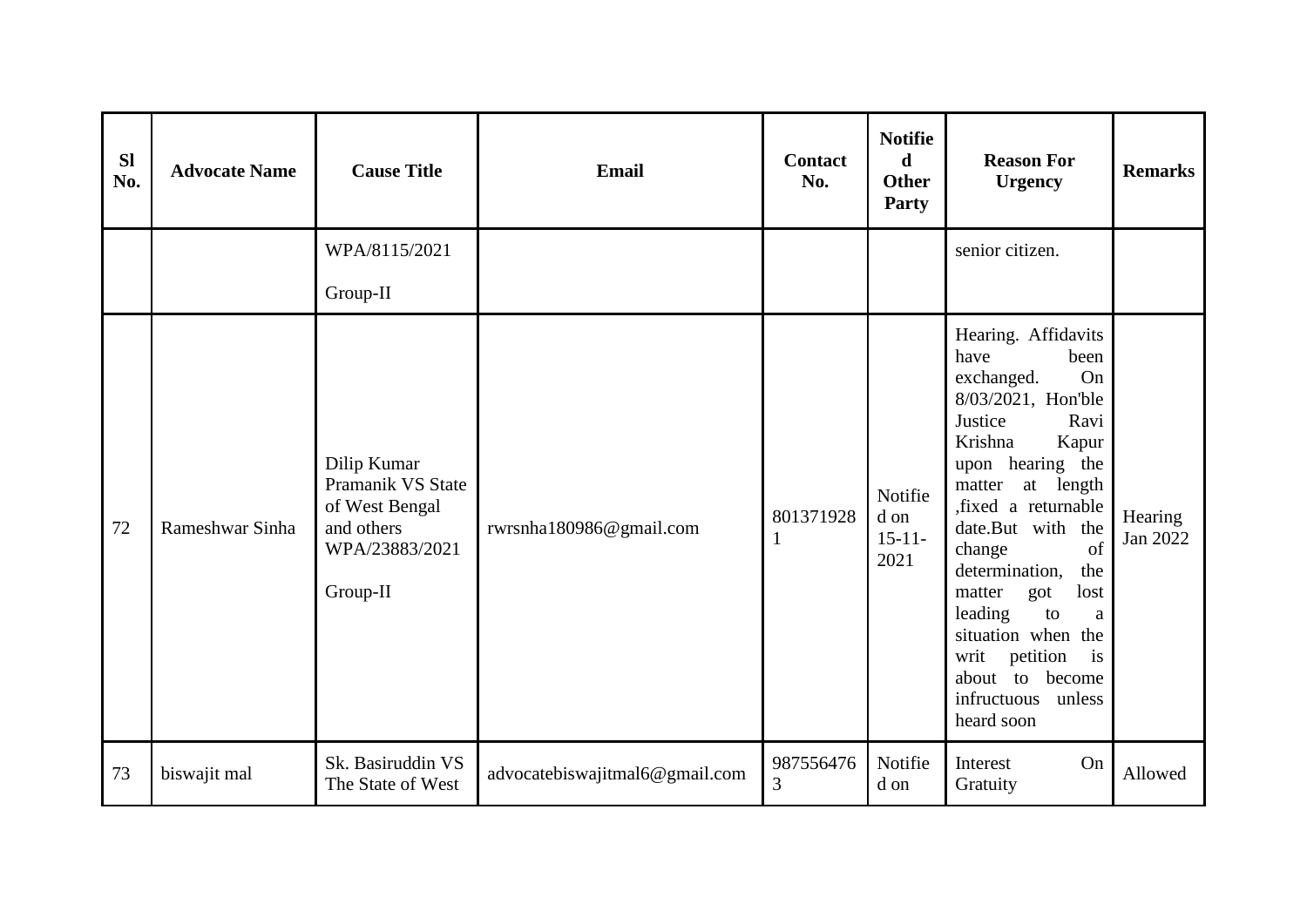| Sl No. | Advocate Name | Cause Title | Email | Contact No. | Notified Other Party | Reason For Urgency | Remarks |
|---|---|---|---|---|---|---|---|
| | | WPA/8115/2021 Group-II | | | | senior citizen. | |
| 72 | Rameshwar Sinha | Dilip Kumar Pramanik VS State of West Bengal and others WPA/23883/2021 Group-II | rwrsnha180986@gmail.com | 8013719281 | Notified on 15-11-2021 | Hearing. Affidavits have been exchanged. On 8/03/2021, Hon'ble Justice Ravi Krishna Kapur upon hearing the matter at length ,fixed a returnable date.But with the change of determination, the matter got lost leading to a situation when the writ petition is about to become infructuous unless heard soon | Hearing Jan 2022 |
| 73 | biswajit mal | Sk. Basiruddin VS The State of West | advocatebiswajitmal6@gmail.com | 9875564763 | Notified on | Interest On Gratuity | Allowed |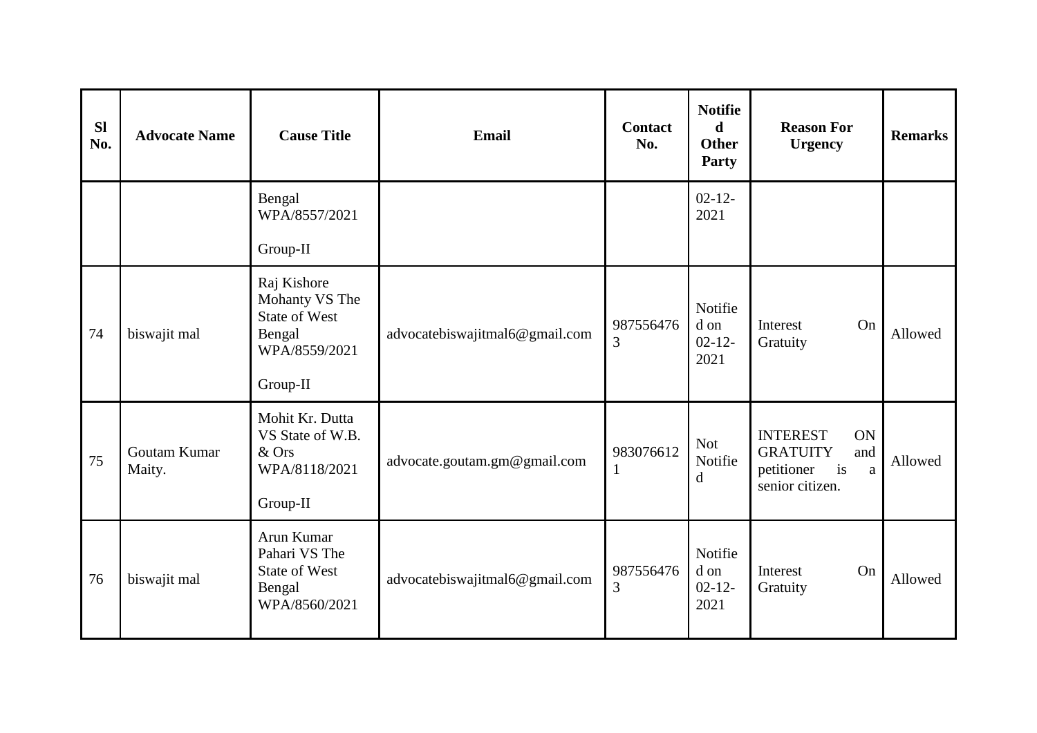| Sl No. | Advocate Name | Cause Title | Email | Contact No. | Notified Other Party | Reason For Urgency | Remarks |
|---|---|---|---|---|---|---|---|
| | | Bengal WPA/8557/2021<br><br>Group-II | | | 02-12-2021 | | |
| 74 | biswajit mal | Raj Kishore Mohanty VS The State of West Bengal WPA/8559/2021<br><br>Group-II | advocatebiswajitmal6@gmail.com | 9875564763 | Notified on 02-12-2021 | Interest On Gratuity | Allowed |
| 75 | Goutam Kumar Maity. | Mohit Kr. Dutta VS State of W.B. & Ors WPA/8118/2021<br><br>Group-II | advocate.goutam.gm@gmail.com | 9830766121 | Not Notified | INTEREST ON GRATUITY and petitioner is a senior citizen. | Allowed |
| 76 | biswajit mal | Arun Kumar Pahari VS The State of West Bengal WPA/8560/2021 | advocatebiswajitmal6@gmail.com | 9875564763 | Notified on 02-12-2021 | Interest On Gratuity | Allowed |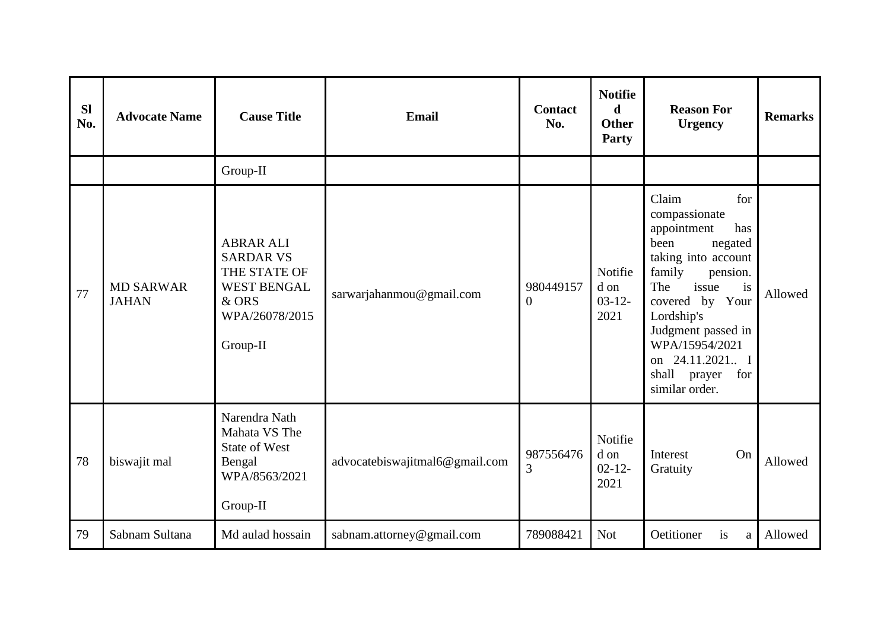| Sl No. | Advocate Name | Cause Title | Email | Contact No. | Notified Other Party | Reason For Urgency | Remarks |
|---|---|---|---|---|---|---|---|
| | | Group-II | | | | | |
| 77 | MD SARWAR JAHAN | ABRAR ALI SARDAR VS THE STATE OF WEST BENGAL & ORS WPA/26078/2015<br><br>Group-II | sarwarjahanmou@gmail.com | 9804491570 | Notified on 03-12-2021 | Claim for compassionate appointment has been negated taking into account family pension. The issue is covered by Your Lordship's Judgment passed in WPA/15954/2021 on 24.11.2021.. I shall prayer for similar order. | Allowed |
| 78 | biswajit mal | Narendra Nath Mahata VS The State of West Bengal WPA/8563/2021<br><br>Group-II | advocatebiswajitmal6@gmail.com | 9875564763 | Notified on 02-12-2021 | Interest On Gratuity | Allowed |
| 79 | Sabnam Sultana | Md aulad hossain | sabnam.attorney@gmail.com | 789088421 | Not | Oetitioner is a | Allowed |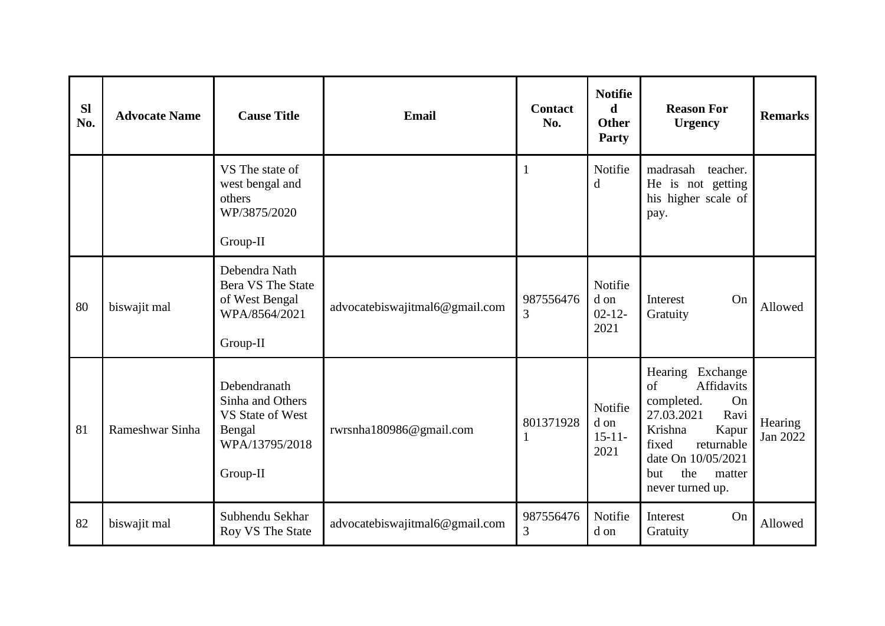| Sl No. | Advocate Name | Cause Title | Email | Contact No. | Notified Other Party | Reason For Urgency | Remarks |
|---|---|---|---|---|---|---|---|
| | | VS The state of west bengal and others WP/3875/2020 Group-II | | 1 | Notified | madrasah teacher. He is not getting his higher scale of pay. | |
| 80 | biswajit mal | Debendra Nath Bera VS The State of West Bengal WPA/8564/2021 Group-II | advocatebiswajitmal6@gmail.com | 9875564763 | Notified on 02-12-2021 | Interest On Gratuity | Allowed |
| 81 | Rameshwar Sinha | Debendranath Sinha and Others VS State of West Bengal WPA/13795/2018 Group-II | rwrsnha180986@gmail.com | 8013719281 | Notified on 15-11-2021 | Hearing Exchange of Affidavits completed. On 27.03.2021 Ravi Krishna Kapur fixed returnable date On 10/05/2021 but the matter never turned up. | Hearing Jan 2022 |
| 82 | biswajit mal | Subhendu Sekhar Roy VS The State | advocatebiswajitmal6@gmail.com | 9875564763 | Notified on | Interest On Gratuity | Allowed |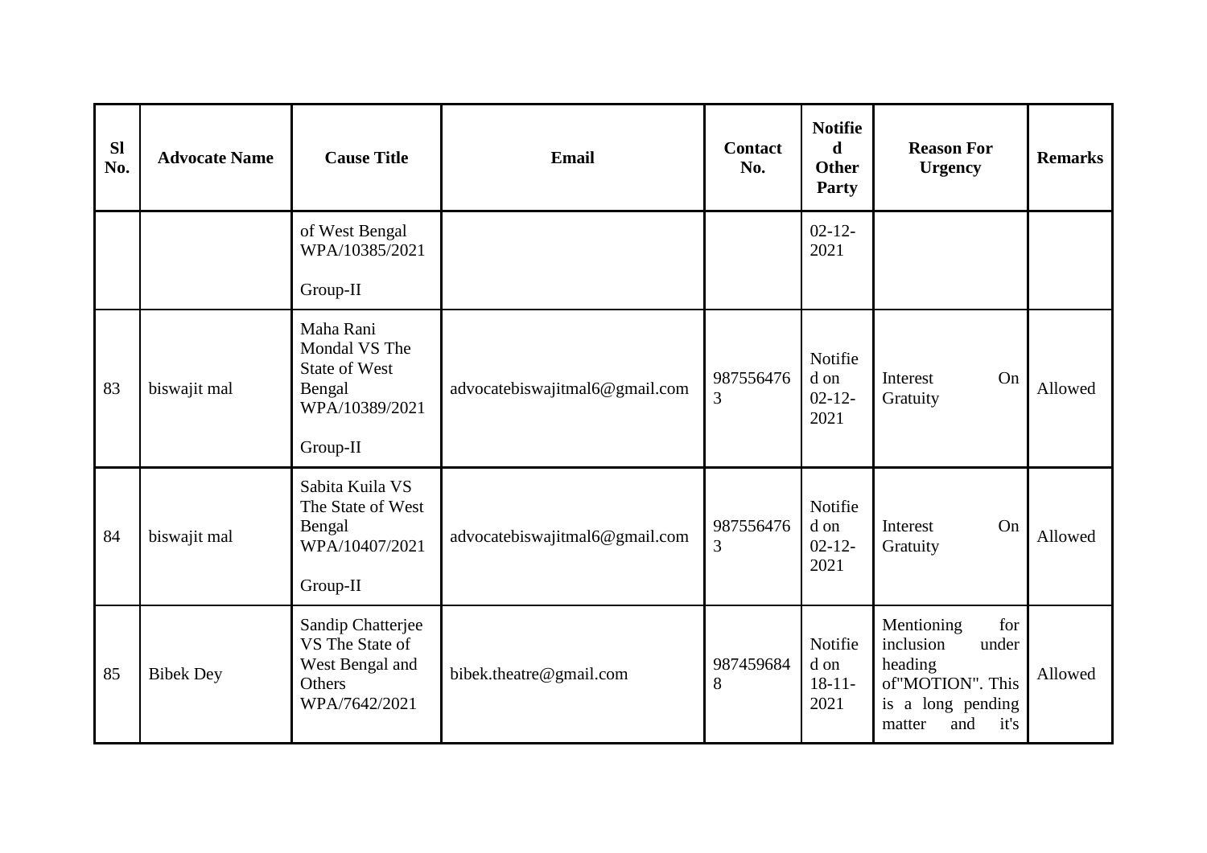| Sl No. | Advocate Name | Cause Title | Email | Contact No. | Notified Other Party | Reason For Urgency | Remarks |
|---|---|---|---|---|---|---|---|
| | | of West Bengal WPA/10385/2021<br><br>Group-II | | | 02-12-2021 | | |
| 83 | biswajit mal | Maha Rani Mondal VS The State of West Bengal WPA/10389/2021<br><br>Group-II | advocatebiswajitmal6@gmail.com | 9875564763 | Notified on 02-12-2021 | Interest On Gratuity | Allowed |
| 84 | biswajit mal | Sabita Kuila VS The State of West Bengal WPA/10407/2021<br><br>Group-II | advocatebiswajitmal6@gmail.com | 9875564763 | Notified on 02-12-2021 | Interest On Gratuity | Allowed |
| 85 | Bibek Dey | Sandip Chatterjee VS The State of West Bengal and Others WPA/7642/2021 | bibek.theatre@gmail.com | 9874596848 | Notified on 18-11-2021 | Mentioning for inclusion under heading of"MOTION". This is a long pending matter and it's | Allowed |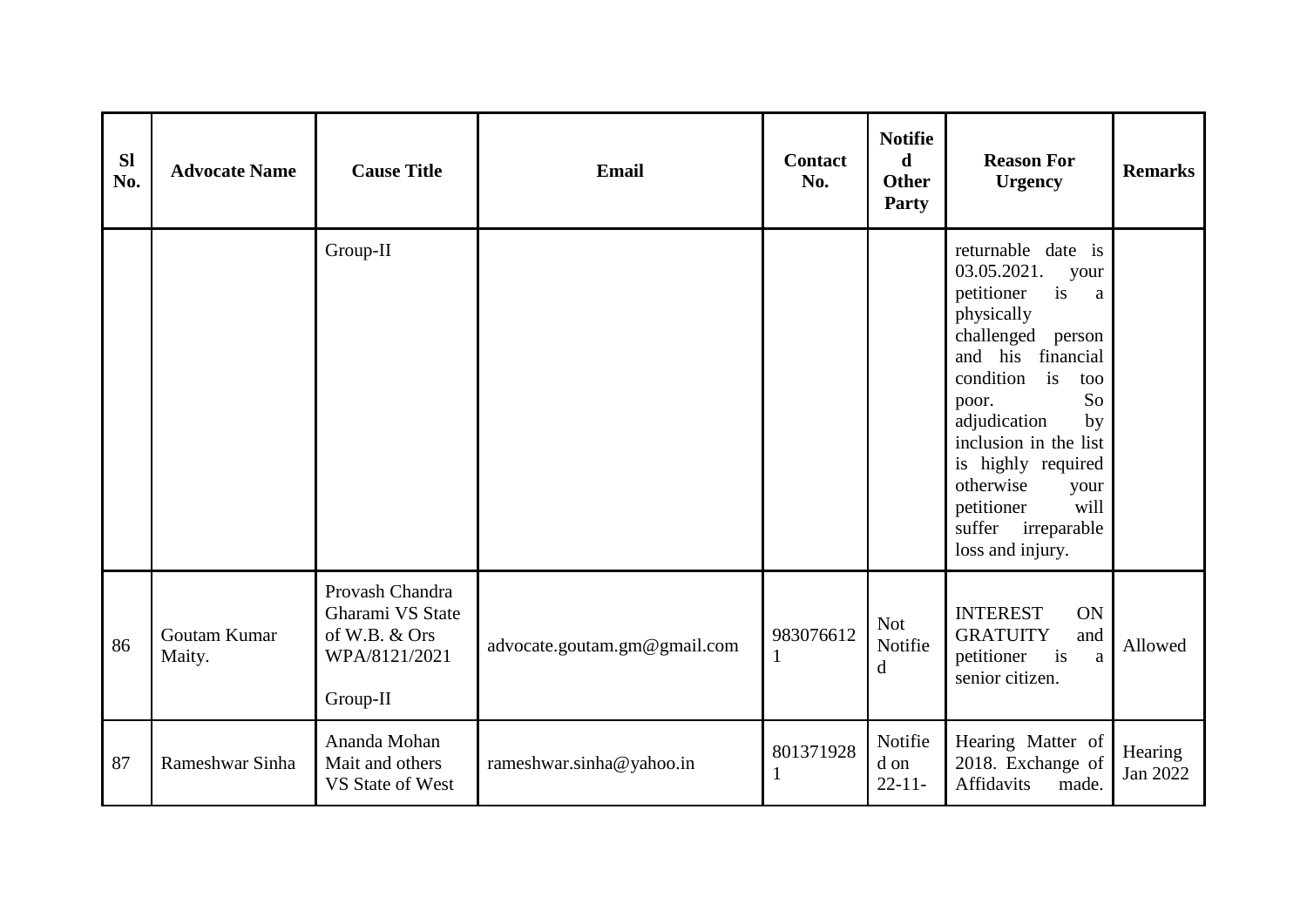| Sl No. | Advocate Name | Cause Title | Email | Contact No. | Notified Other Party | Reason For Urgency | Remarks |
|---|---|---|---|---|---|---|---|
| | | Group-II | | | | returnable date is 03.05.2021. your petitioner is a physically challenged person and his financial condition is too poor. So adjudication by inclusion in the list is highly required otherwise your petitioner will suffer irreparable loss and injury. | |
| 86 | Goutam Kumar Maity. | Provash Chandra Gharami VS State of W.B. & Ors WPA/8121/2021 Group-II | advocate.goutam.gm@gmail.com | 9830766121 | Not Notified | INTEREST ON GRATUITY and petitioner is a senior citizen. | Allowed |
| 87 | Rameshwar Sinha | Ananda Mohan Mait and others VS State of West | rameshwar.sinha@yahoo.in | 8013719281 | Notified on 22-11- | Hearing Matter of 2018. Exchange of Affidavits made. | Hearing Jan 2022 |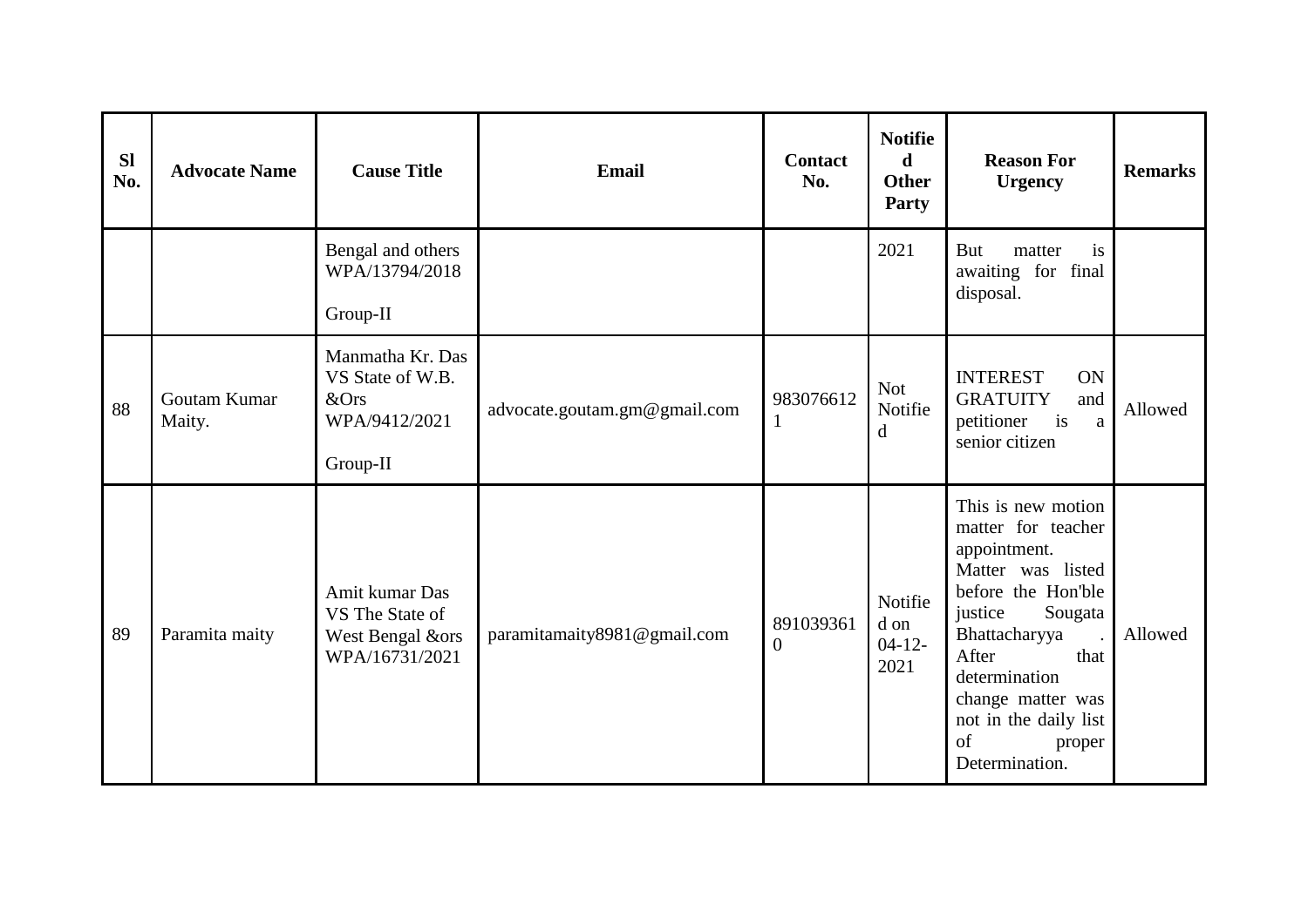| Sl No. | Advocate Name | Cause Title | Email | Contact No. | Notified Other Party | Reason For Urgency | Remarks |
|---|---|---|---|---|---|---|---|
| | | Bengal and others WPA/13794/2018 Group-II | | | 2021 | But matter is awaiting for final disposal. | |
| 88 | Goutam Kumar Maity. | Manmatha Kr. Das VS State of W.B. &Ors WPA/9412/2021 Group-II | advocate.goutam.gm@gmail.com | 9830766121 | Not Notified | INTEREST ON GRATUITY and petitioner is a senior citizen | Allowed |
| 89 | Paramita maity | Amit kumar Das VS The State of West Bengal &ors WPA/16731/2021 | paramitamaity8981@gmail.com | 8910393610 | Notified on 04-12-2021 | This is new motion matter for teacher appointment. Matter was listed before the Hon'ble justice Sougata Bhattacharyya . After that determination change matter was not in the daily list of proper Determination. | Allowed |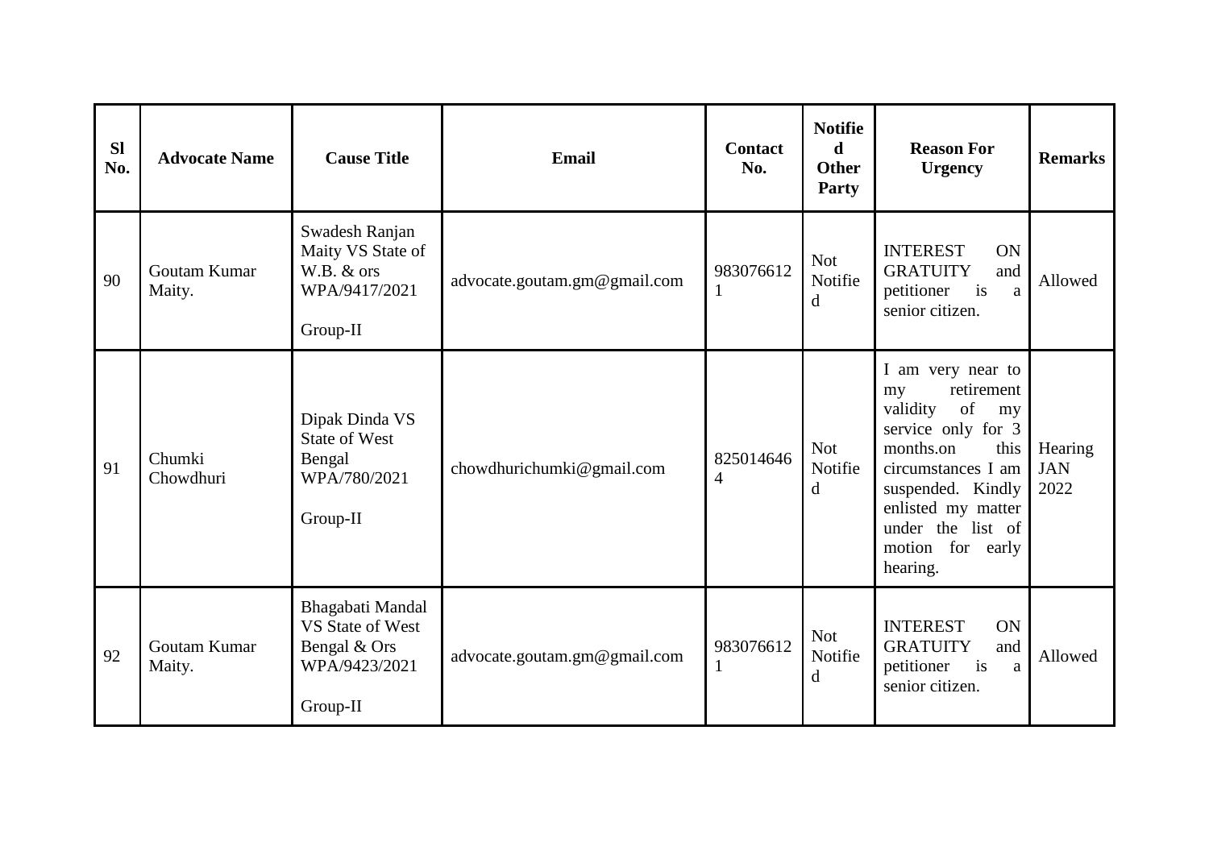| Sl No. | Advocate Name | Cause Title | Email | Contact No. | Notified Other Party | Reason For Urgency | Remarks |
|---|---|---|---|---|---|---|---|
| 90 | Goutam Kumar Maity. | Swadesh Ranjan Maity VS State of W.B. & ors WPA/9417/2021 Group-II | advocate.goutam.gm@gmail.com | 9830766121 | Not Notified | INTEREST ON GRATUITY and petitioner is a senior citizen. | Allowed |
| 91 | Chumki Chowdhuri | Dipak Dinda VS State of West Bengal WPA/780/2021 Group-II | chowdhurichumki@gmail.com | 8250146464 | Not Notified | I am very near to my retirement validity of my service only for 3 months.on this circumstances I am suspended. Kindly enlisted my matter under the list of motion for early hearing. | Hearing JAN 2022 |
| 92 | Goutam Kumar Maity. | Bhagabati Mandal VS State of West Bengal & Ors WPA/9423/2021 Group-II | advocate.goutam.gm@gmail.com | 9830766121 | Not Notified | INTEREST ON GRATUITY and petitioner is a senior citizen. | Allowed |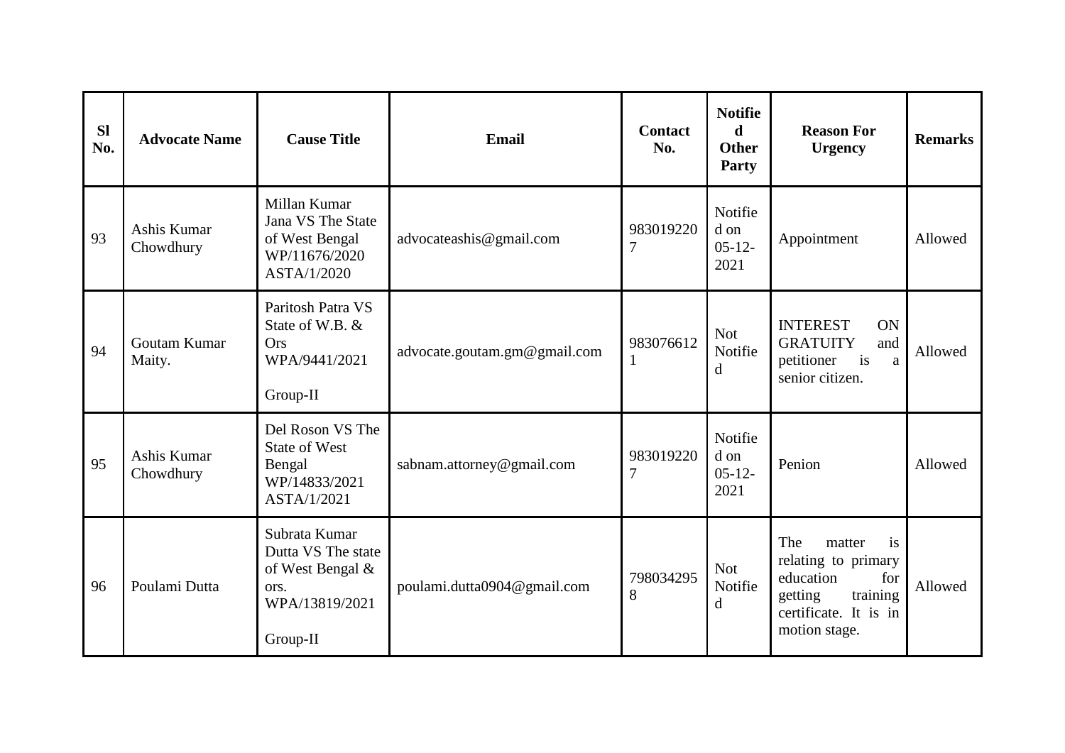| Sl No. | Advocate Name | Cause Title | Email | Contact No. | Notified Other Party | Reason For Urgency | Remarks |
|---|---|---|---|---|---|---|---|
| 93 | Ashis Kumar Chowdhury | Millan Kumar Jana VS The State of West Bengal WP/11676/2020 ASTA/1/2020 | advocateashis@gmail.com | 9830192207 | Notified on 05-12-2021 | Appointment | Allowed |
| 94 | Goutam Kumar Maity. | Paritosh Patra VS State of W.B. & Ors WPA/9441/2021 Group-II | advocate.goutam.gm@gmail.com | 9830766121 | Not Notified | INTEREST ON GRATUITY and petitioner is a senior citizen. | Allowed |
| 95 | Ashis Kumar Chowdhury | Del Roson VS The State of West Bengal WP/14833/2021 ASTA/1/2021 | sabnam.attorney@gmail.com | 9830192207 | Notified on 05-12-2021 | Penion | Allowed |
| 96 | Poulami Dutta | Subrata Kumar Dutta VS The state of West Bengal & ors. WPA/13819/2021 Group-II | poulami.dutta0904@gmail.com | 7980342958 | Not Notified | The matter is relating to primary education for getting training certificate. It is in motion stage. | Allowed |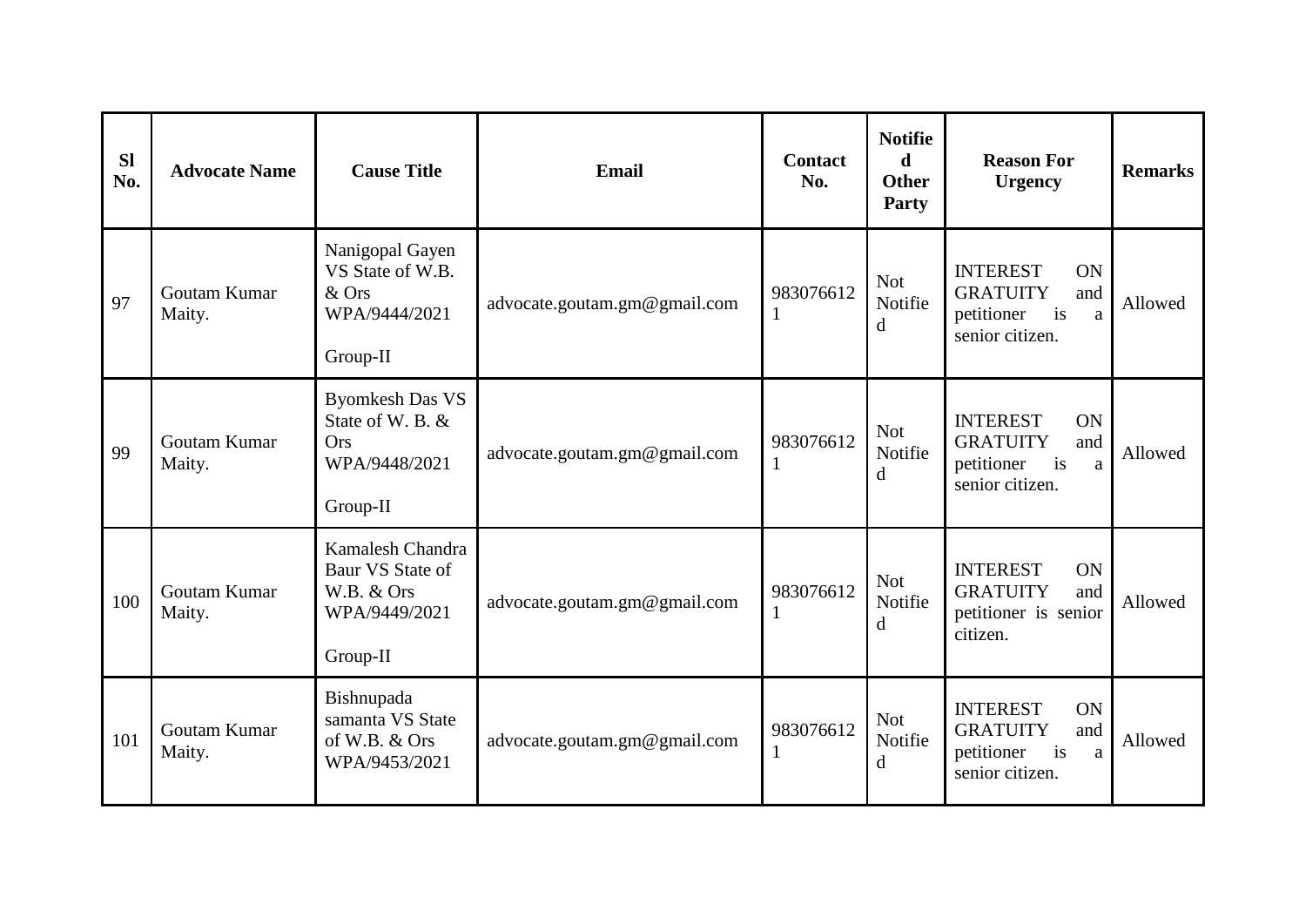| Sl No. | Advocate Name | Cause Title | Email | Contact No. | Notified Other Party | Reason For Urgency | Remarks |
|---|---|---|---|---|---|---|---|
| 97 | Goutam Kumar Maity. | Nanigopal Gayen VS State of W.B. & Ors WPA/9444/2021 Group-II | advocate.goutam.gm@gmail.com | 9830766121 | Not Notified | INTEREST ON GRATUITY and petitioner is a senior citizen. | Allowed |
| 99 | Goutam Kumar Maity. | Byomkesh Das VS State of W. B. & Ors WPA/9448/2021 Group-II | advocate.goutam.gm@gmail.com | 9830766121 | Not Notified | INTEREST ON GRATUITY and petitioner is a senior citizen. | Allowed |
| 100 | Goutam Kumar Maity. | Kamalesh Chandra Baur VS State of W.B. & Ors WPA/9449/2021 Group-II | advocate.goutam.gm@gmail.com | 9830766121 | Not Notified | INTEREST ON GRATUITY and petitioner is senior citizen. | Allowed |
| 101 | Goutam Kumar Maity. | Bishnupada samanta VS State of W.B. & Ors WPA/9453/2021 | advocate.goutam.gm@gmail.com | 9830766121 | Not Notified | INTEREST ON GRATUITY and petitioner is a senior citizen. | Allowed |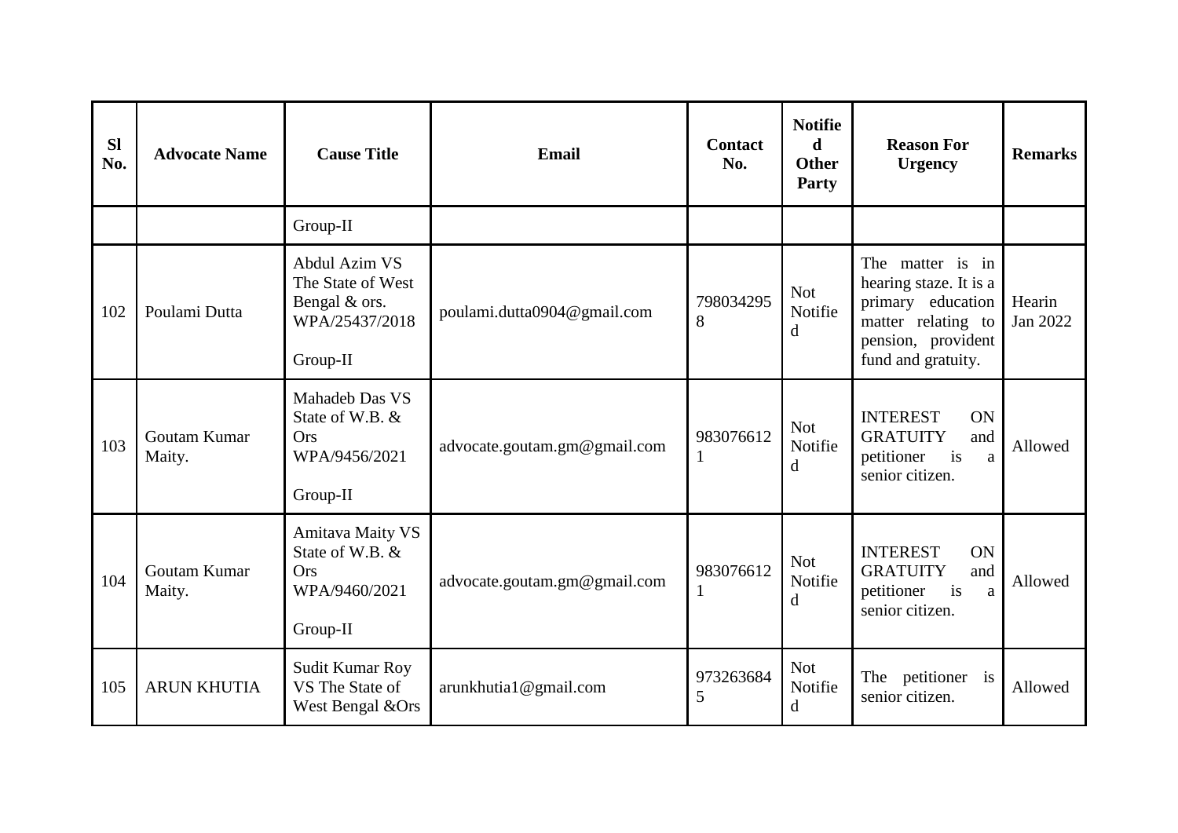| Sl No. | Advocate Name | Cause Title | Email | Contact No. | Notified Other Party | Reason For Urgency | Remarks |
|---|---|---|---|---|---|---|---|
| | | Group-II | | | | | |
| 102 | Poulami Dutta | Abdul Azim VS The State of West Bengal & ors. WPA/25437/2018 Group-II | poulami.dutta0904@gmail.com | 7980342958 | Not Notified | The matter is in hearing staze. It is a primary education matter relating to pension, provident fund and gratuity. | Hearin Jan 2022 |
| 103 | Goutam Kumar Maity. | Mahadeb Das VS State of W.B. & Ors WPA/9456/2021 Group-II | advocate.goutam.gm@gmail.com | 9830766121 | Not Notified | INTEREST ON GRATUITY and petitioner is a senior citizen. | Allowed |
| 104 | Goutam Kumar Maity. | Amitava Maity VS State of W.B. & Ors WPA/9460/2021 Group-II | advocate.goutam.gm@gmail.com | 9830766121 | Not Notified | INTEREST ON GRATUITY and petitioner is a senior citizen. | Allowed |
| 105 | ARUN KHUTIA | Sudit Kumar Roy VS The State of West Bengal &Ors | arunkhutia1@gmail.com | 9732636845 | Not Notified | The petitioner is senior citizen. | Allowed |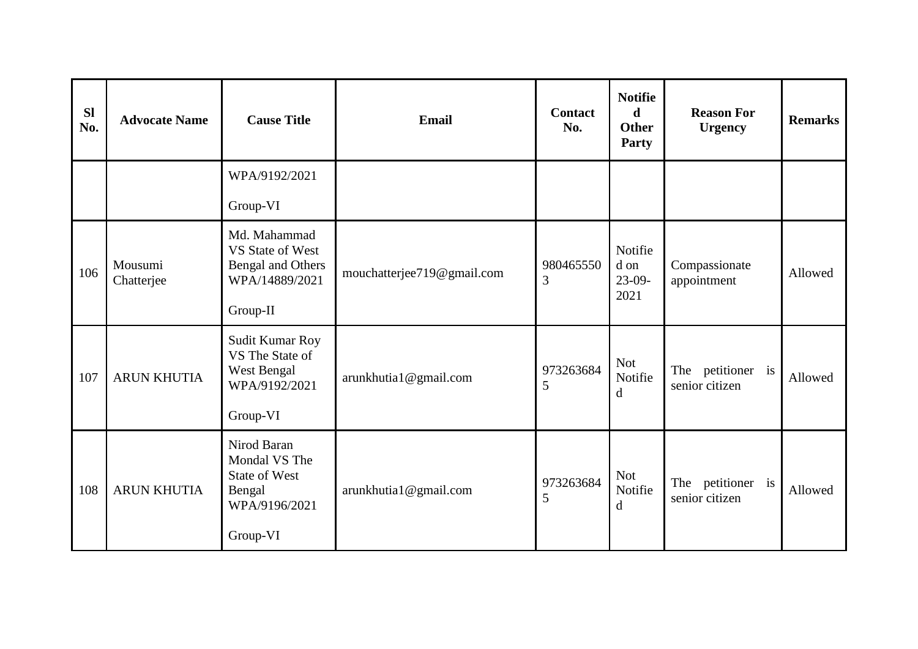| Sl No. | Advocate Name | Cause Title | Email | Contact No. | Notified Other Party | Reason For Urgency | Remarks |
|---|---|---|---|---|---|---|---|
| | | WPA/9192/2021<br><br>Group-VI | | | | | |
| 106 | Mousumi Chatterjee | Md. Mahammad VS State of West Bengal and Others WPA/14889/2021<br><br>Group-II | mouchatterjee719@gmail.com | 9804655503 | Notified on 23-09-2021 | Compassionate appointment | Allowed |
| 107 | ARUN KHUTIA | Sudit Kumar Roy VS The State of West Bengal WPA/9192/2021<br><br>Group-VI | arunkhutia1@gmail.com | 9732636845 | Not Notified | The petitioner is senior citizen | Allowed |
| 108 | ARUN KHUTIA | Nirod Baran Mondal VS The State of West Bengal WPA/9196/2021<br><br>Group-VI | arunkhutia1@gmail.com | 9732636845 | Not Notified | The petitioner is senior citizen | Allowed |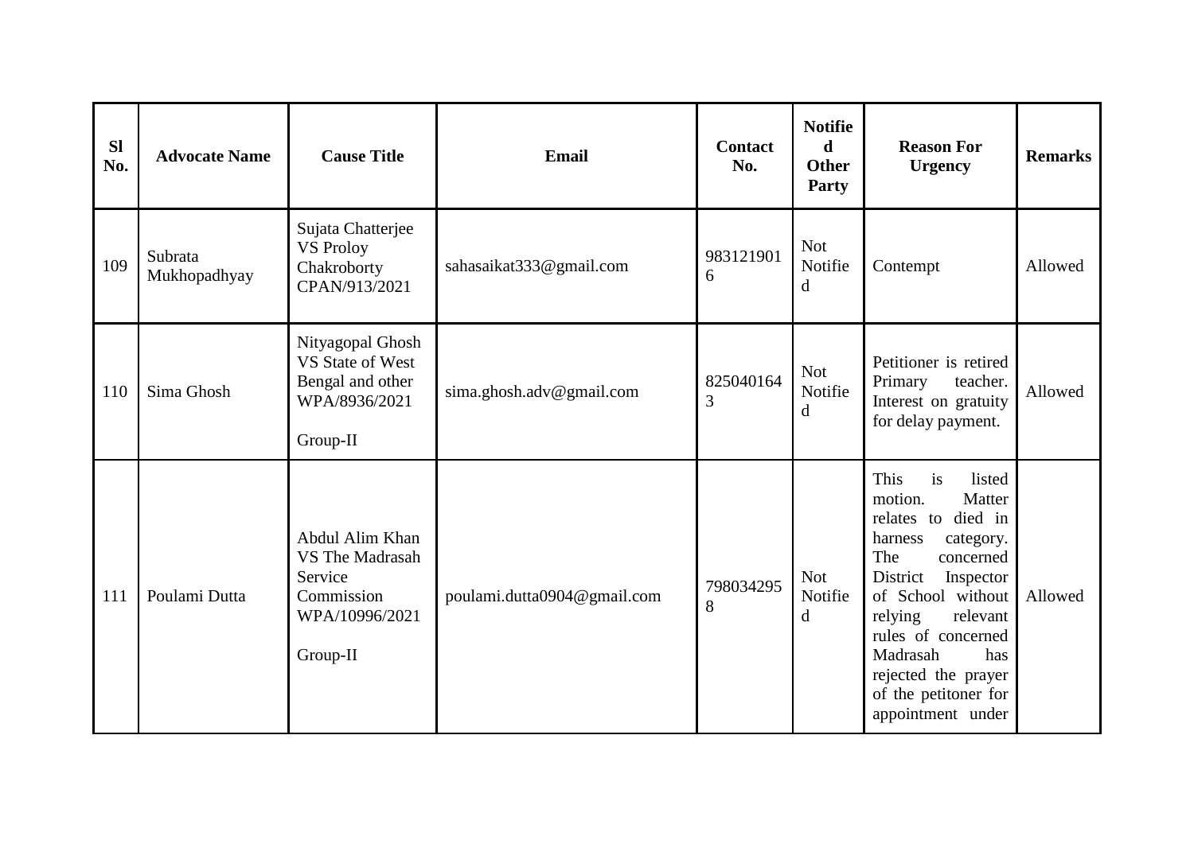| Sl No. | Advocate Name | Cause Title | Email | Contact No. | Notified Other Party | Reason For Urgency | Remarks |
|---|---|---|---|---|---|---|---|
| 109 | Subrata Mukhopadhyay | Sujata Chatterjee VS Proloy Chakroborty CPAN/913/2021 | sahasaikat333@gmail.com | 9831219016 | Not Notified | Contempt | Allowed |
| 110 | Sima Ghosh | Nityagopal Ghosh VS State of West Bengal and other WPA/8936/2021<br><br>Group-II | sima.ghosh.adv@gmail.com | 8250401643 | Not Notified | Petitioner is retired Primary teacher. Interest on gratuity for delay payment. | Allowed |
| 111 | Poulami Dutta | Abdul Alim Khan VS The Madrasah Service Commission WPA/10996/2021<br><br>Group-II | poulami.dutta0904@gmail.com | 7980342958 | Not Notified | This is listed motion. Matter relates to died in harness category. The concerned District Inspector of School without relying relevant rules of concerned Madrasah has rejected the prayer of the petitoner for appointment under | Allowed |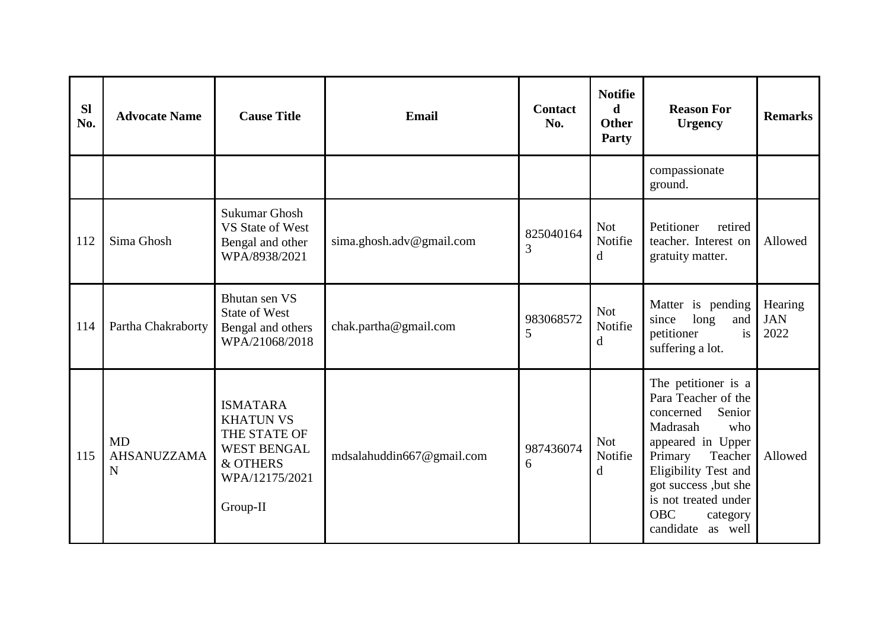| Sl No. | Advocate Name | Cause Title | Email | Contact No. | Notified Other Party | Reason For Urgency | Remarks |
|---|---|---|---|---|---|---|---|
| | | | | | | compassionate ground. | |
| 112 | Sima Ghosh | Sukumar Ghosh VS State of West Bengal and other WPA/8938/2021 | sima.ghosh.adv@gmail.com | 8250401643 | Not Notified | Petitioner retired teacher. Interest on gratuity matter. | Allowed |
| 114 | Partha Chakraborty | Bhutan sen VS State of West Bengal and others WPA/21068/2018 | chak.partha@gmail.com | 9830685725 | Not Notified | Matter is pending since long and petitioner is suffering a lot. | Hearing JAN 2022 |
| 115 | MD AHSANUZZAMAN | ISMATARA KHATUN VS THE STATE OF WEST BENGAL & OTHERS WPA/12175/2021 Group-II | mdsalahuddin667@gmail.com | 9874360746 | Not Notified | The petitioner is a Para Teacher of the concerned Senior Madrasah who appeared in Upper Primary Teacher Eligibility Test and got success ,but she is not treated under OBC category candidate as well | Allowed |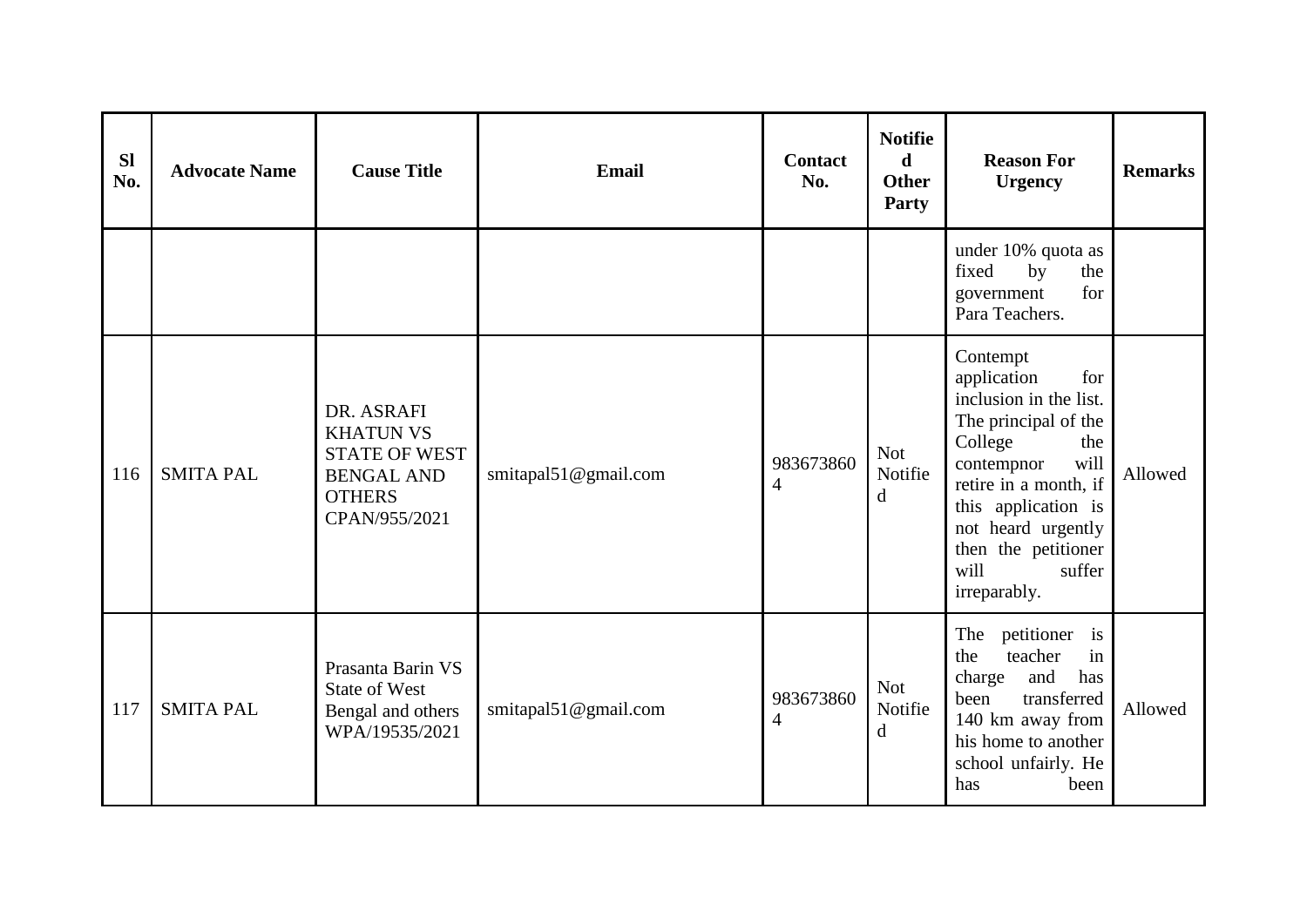| Sl No. | Advocate Name | Cause Title | Email | Contact No. | Notified Other Party | Reason For Urgency | Remarks |
|---|---|---|---|---|---|---|---|
| | | | | | | under 10% quota as fixed by the government for Para Teachers. | |
| 116 | SMITA PAL | DR. ASRAFI KHATUN VS STATE OF WEST BENGAL AND OTHERS CPAN/955/2021 | smitapal51@gmail.com | 9836738604 | Not Notified | Contempt application for inclusion in the list. The principal of the College the contempnor will retire in a month, if this application is not heard urgently then the petitioner will suffer irreparably. | Allowed |
| 117 | SMITA PAL | Prasanta Barin VS State of West Bengal and others WPA/19535/2021 | smitapal51@gmail.com | 9836738604 | Not Notified | The petitioner is the teacher in charge and has been transferred 140 km away from his home to another school unfairly. He has been | Allowed |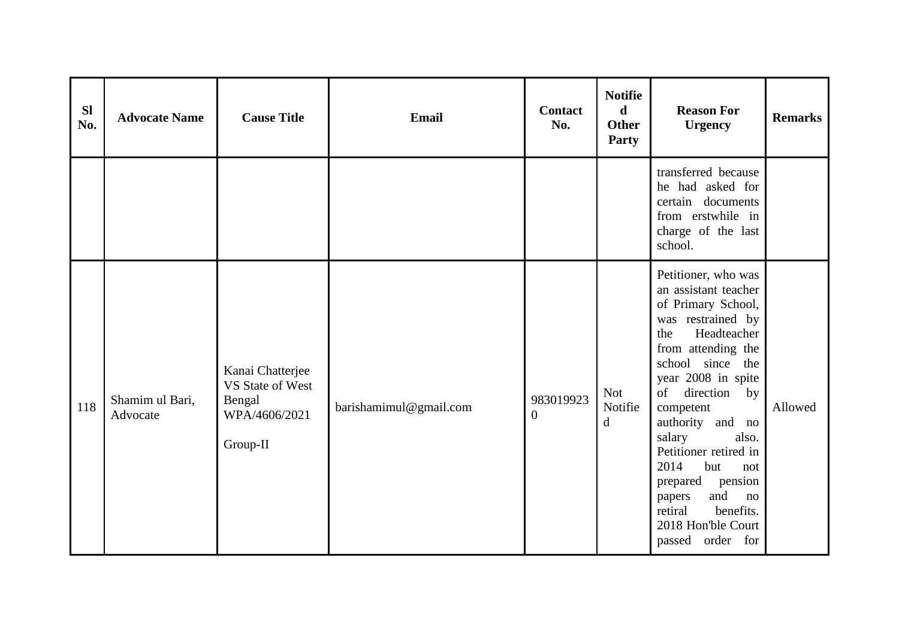| Sl No. | Advocate Name | Cause Title | Email | Contact No. | Notified Other Party | Reason For Urgency | Remarks |
|---|---|---|---|---|---|---|---|
| | | | | | | transferred because he had asked for certain documents from erstwhile in charge of the last school. | |
| 118 | Shamim ul Bari, Advocate | Kanai Chatterjee VS State of West Bengal WPA/4606/2021 Group-II | barishamimul@gmail.com | 9830199230 | Not Notified | Petitioner, who was an assistant teacher of Primary School, was restrained by the Headteacher from attending the school since the year 2008 in spite of direction by competent authority and no salary also. Petitioner retired in 2014 but not prepared pension papers and no retiral benefits. 2018 Hon'ble Court passed order for | Allowed |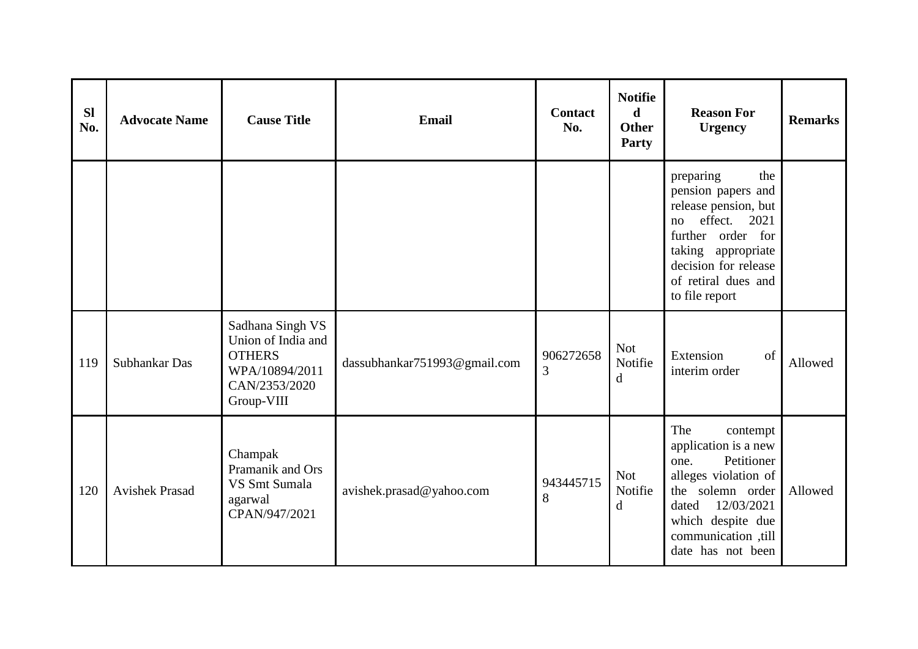| Sl No. | Advocate Name | Cause Title | Email | Contact No. | Notified Other Party | Reason For Urgency | Remarks |
|---|---|---|---|---|---|---|---|
| | | | | | | preparing the pension papers and release pension, but no effect. 2021 further order for taking appropriate decision for release of retiral dues and to file report | |
| 119 | Subhankar Das | Sadhana Singh VS Union of India and OTHERS WPA/10894/2011 CAN/2353/2020 Group-VIII | dassubhankar751993@gmail.com | 9062726583 | Not Notified | Extension of interim order | Allowed |
| 120 | Avishek Prasad | Champak Pramanik and Ors VS Smt Sumala agarwal CPAN/947/2021 | avishek.prasad@yahoo.com | 9434457158 | Not Notified | The contempt application is a new one. Petitioner alleges violation of the solemn order dated 12/03/2021 which despite due communication ,till date has not been | Allowed |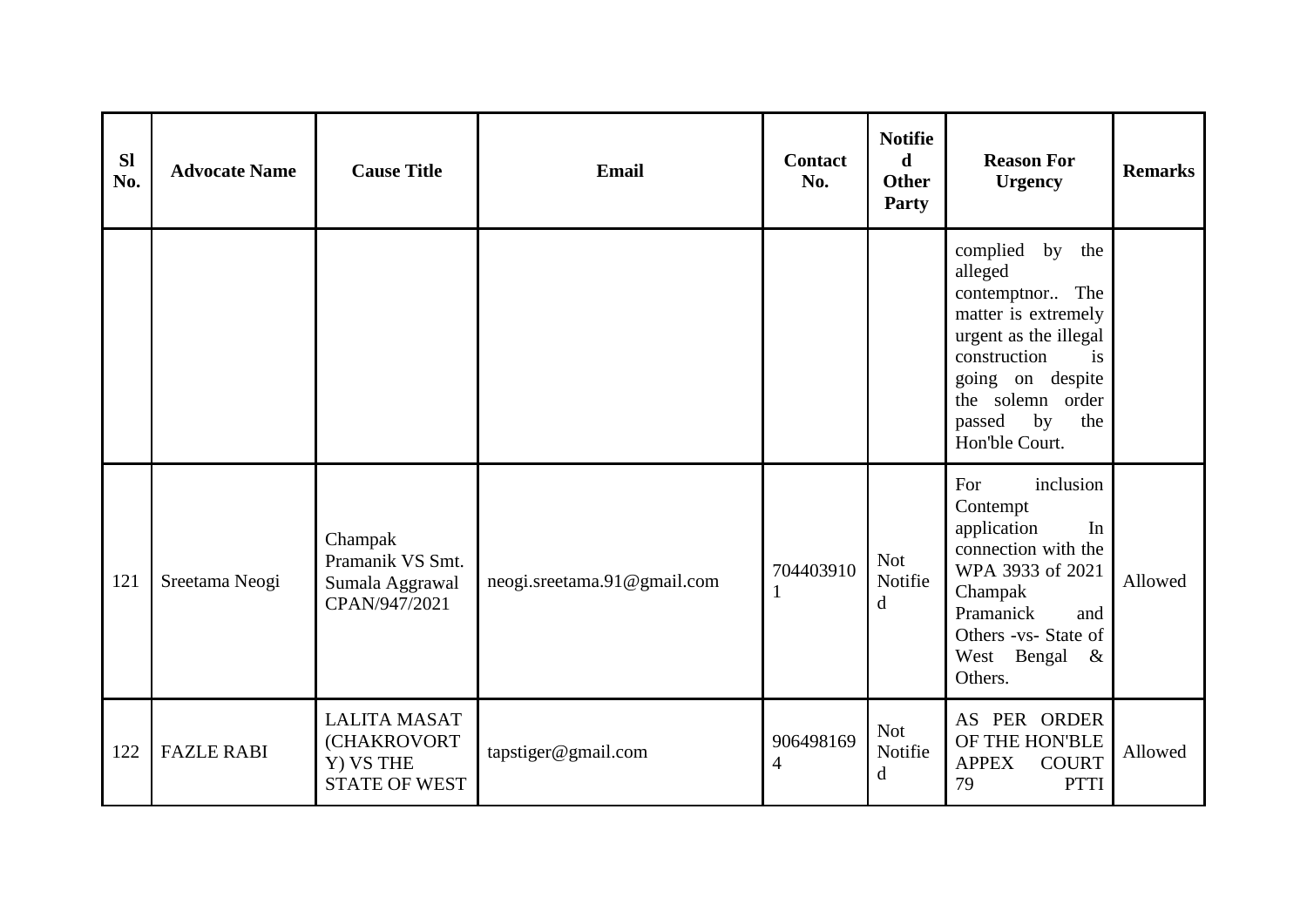| Sl No. | Advocate Name | Cause Title | Email | Contact No. | Notified Other Party | Reason For Urgency | Remarks |
|---|---|---|---|---|---|---|---|
| | | | | | | complied by the alleged contemptnor.. The matter is extremely urgent as the illegal construction is going on despite the solemn order passed by the Hon'ble Court. | |
| 121 | Sreetama Neogi | Champak Pramanik VS Smt. Sumala Aggrawal CPAN/947/2021 | neogi.sreetama.91@gmail.com | 7044039101 | Not Notified | For inclusion Contempt application In connection with the WPA 3933 of 2021 Champak Pramanick and Others -vs- State of West Bengal & Others. | Allowed |
| 122 | FAZLE RABI | LALITA MASAT (CHAKROVORTY) VS THE STATE OF WEST | tapstiger@gmail.com | 9064981694 | Not Notified | AS PER ORDER OF THE HON'BLE APPEX COURT 79 PTTI | Allowed |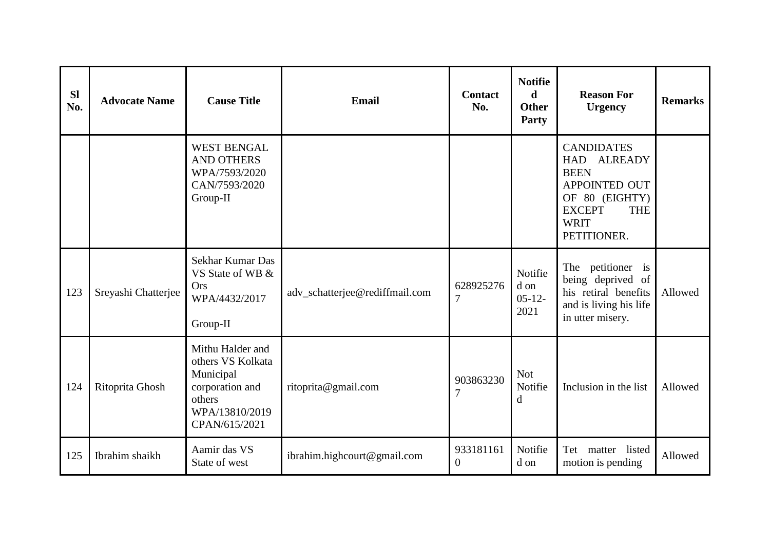| Sl No. | Advocate Name | Cause Title | Email | Contact No. | Notified Other Party | Reason For Urgency | Remarks |
|---|---|---|---|---|---|---|---|
| | | WEST BENGAL AND OTHERS WPA/7593/2020 CAN/7593/2020 Group-II | | | | CANDIDATES HAD ALREADY BEEN APPOINTED OUT OF 80 (EIGHTY) EXCEPT THE WRIT PETITIONER. | |
| 123 | Sreyashi Chatterjee | Sekhar Kumar Das VS State of WB & Ors WPA/4432/2017 Group-II | adv_schatterjee@rediffmail.com | 6289252767 | Notified on 05-12-2021 | The petitioner is being deprived of his retiral benefits and is living his life in utter misery. | Allowed |
| 124 | Ritoprita Ghosh | Mithu Halder and others VS Kolkata Municipal corporation and others WPA/13810/2019 CPAN/615/2021 | ritoprita@gmail.com | 9038632307 | Not Notified | Inclusion in the list | Allowed |
| 125 | Ibrahim shaikh | Aamir das VS State of west | ibrahim.highcourt@gmail.com | 9331811610 | Notified on | Tet matter listed motion is pending | Allowed |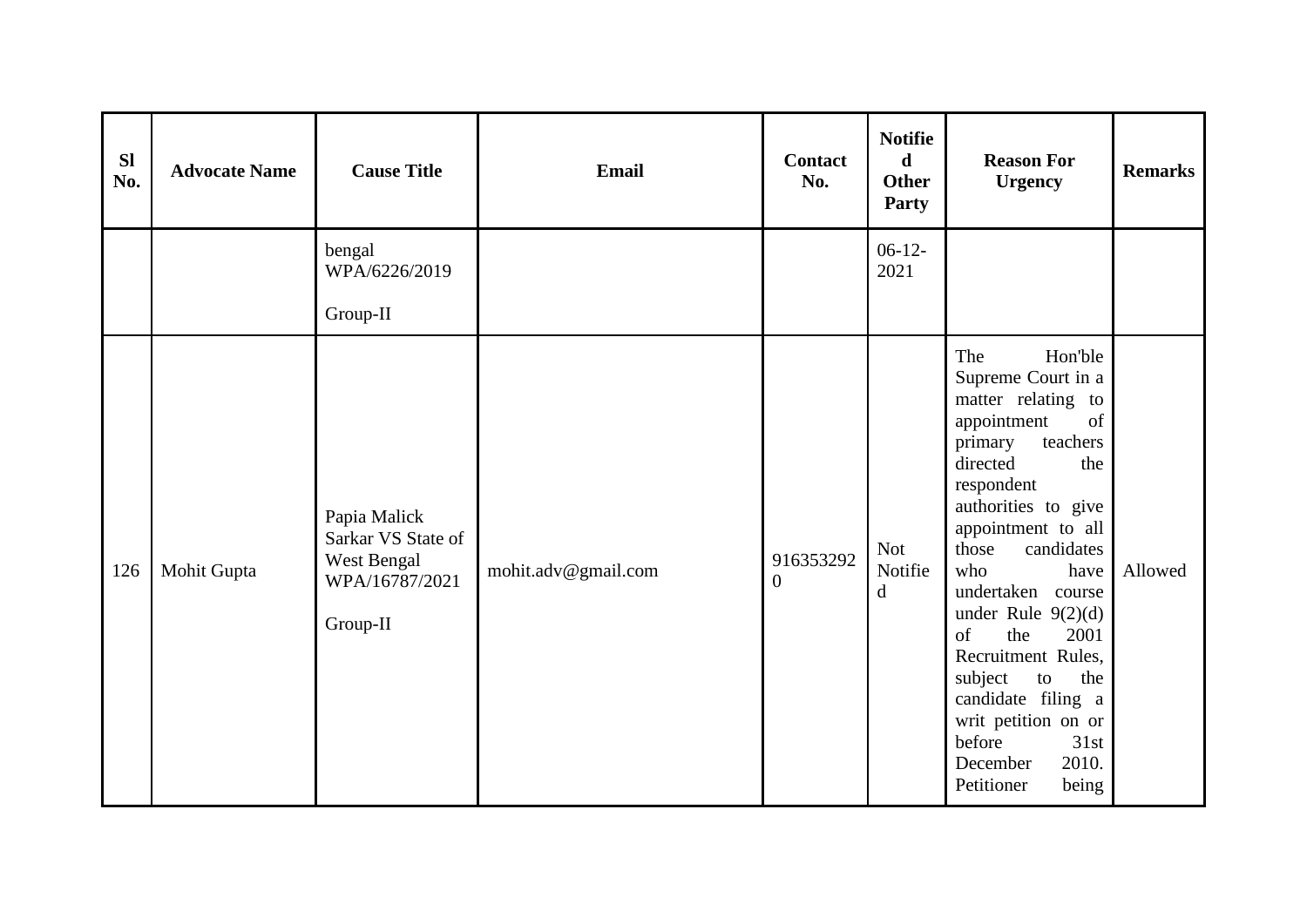| Sl No. | Advocate Name | Cause Title | Email | Contact No. | Notified Other Party | Reason For Urgency | Remarks |
|---|---|---|---|---|---|---|---|
| | | bengal WPA/6226/2019<br><br>Group-II | | | 06-12-2021 | | |
| 126 | Mohit Gupta | Papia Malick Sarkar VS State of West Bengal WPA/16787/2021<br><br>Group-II | mohit.adv@gmail.com | 9163532920 | Not Notified | The Hon'ble Supreme Court in a matter relating to appointment of primary teachers directed the respondent authorities to give appointment to all those candidates who have undertaken course under Rule 9(2)(d) of the 2001 Recruitment Rules, subject to the candidate filing a writ petition on or before 31st December 2010. Petitioner being | Allowed |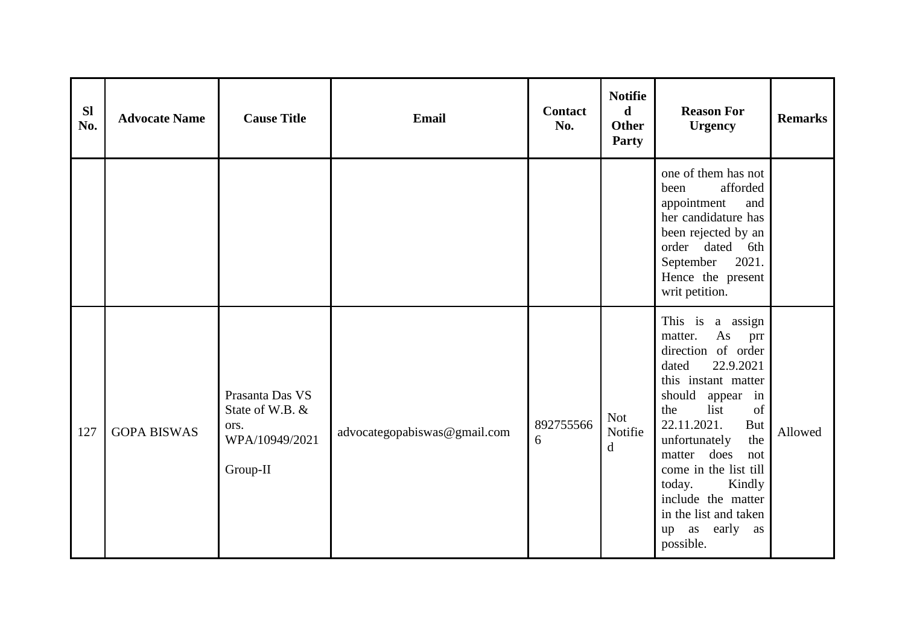| Sl No. | Advocate Name | Cause Title | Email | Contact No. | Notified Other Party | Reason For Urgency | Remarks |
|---|---|---|---|---|---|---|---|
| | | | | | | one of them has not been afforded appointment and her candidature has been rejected by an order dated 6th September 2021. Hence the present writ petition. | |
| 127 | GOPA BISWAS | Prasanta Das VS State of W.B. & ors. WPA/10949/2021 Group-II | advocategopabiswas@gmail.com | 8927555666 | Not Notified | This is a assign matter. As prr direction of order dated 22.9.2021 this instant matter should appear in the list of 22.11.2021. But unfortunately the matter does not come in the list till today. Kindly include the matter in the list and taken up as early as possible. | Allowed |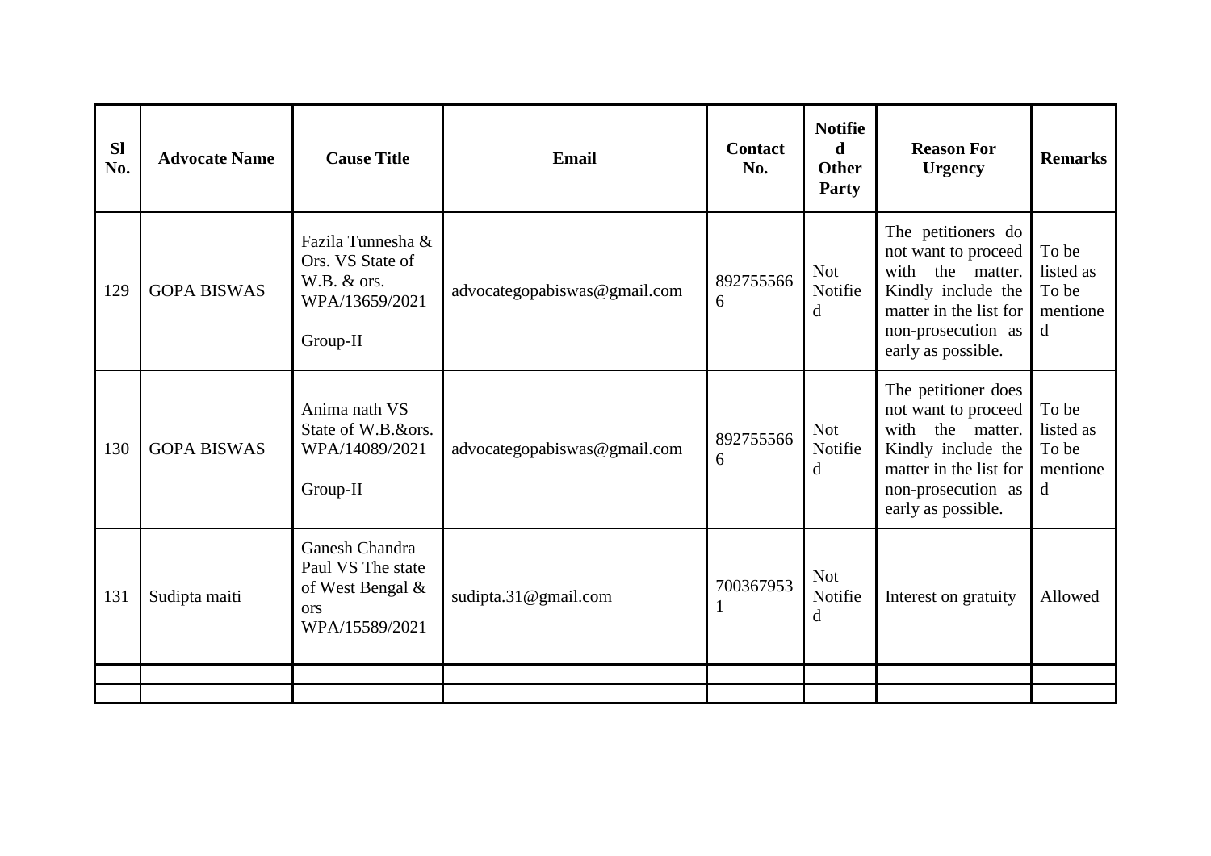| Sl No. | Advocate Name | Cause Title | Email | Contact No. | Notified Other Party | Reason For Urgency | Remarks |
|---|---|---|---|---|---|---|---|
| 129 | GOPA BISWAS | Fazila Tunnesha & Ors. VS State of W.B. & ors. WPA/13659/2021 Group-II | advocategopabiswas@gmail.com | 8927555666 | Not Notified | The petitioners do not want to proceed with the matter. Kindly include the matter in the list for non-prosecution as early as possible. | To be listed as To be mentioned |
| 130 | GOPA BISWAS | Anima nath VS State of W.B.&ors. WPA/14089/2021 Group-II | advocategopabiswas@gmail.com | 8927555666 | Not Notified | The petitioner does not want to proceed with the matter. Kindly include the matter in the list for non-prosecution as early as possible. | To be listed as To be mentioned |
| 131 | Sudipta maiti | Ganesh Chandra Paul VS The state of West Bengal & ors WPA/15589/2021 | sudipta.31@gmail.com | 7003679531 | Not Notified | Interest on gratuity | Allowed |
| | | | | | | | |
| | | | | | | | |